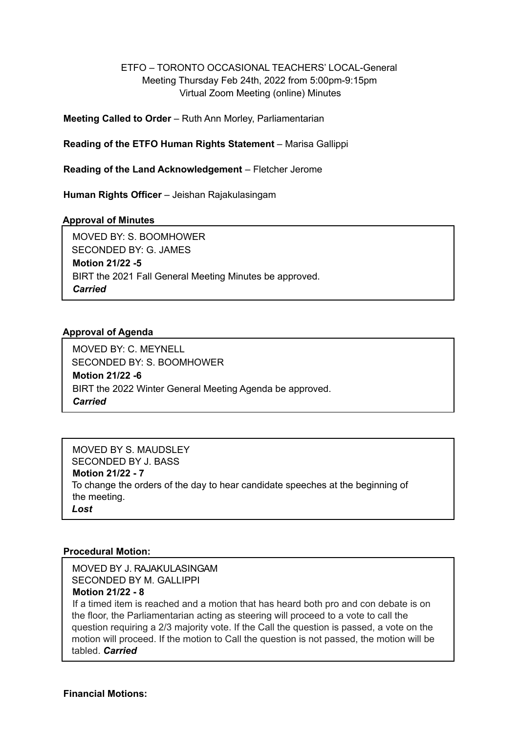ETFO – TORONTO OCCASIONAL TEACHERS' LOCAL-General Meeting Thursday Feb 24th, 2022 from 5:00pm-9:15pm Virtual Zoom Meeting (online) Minutes

**Meeting Called to Order** – Ruth Ann Morley, Parliamentarian

**Reading of the ETFO Human Rights Statement** – Marisa Gallippi

**Reading of the Land Acknowledgement** – Fletcher Jerome

**Human Rights Officer** – Jeishan Rajakulasingam

**Approval of Minutes**

MOVED BY: S. BOOMHOWER
SECONDED BY: G. JAMES
**Motion 21/22 -5**
BIRT the 2021 Fall General Meeting Minutes be approved.
***Carried***

**Approval of Agenda**

MOVED BY: C. MEYNELL
SECONDED BY: S. BOOMHOWER
**Motion 21/22 -6**
BIRT the 2022 Winter General Meeting Agenda be approved.
***Carried***

MOVED BY S. MAUDSLEY
SECONDED BY J. BASS
**Motion 21/22 - 7**
To change the orders of the day to hear candidate speeches at the beginning of the meeting.
***Lost***

**Procedural Motion:**

MOVED BY J. RAJAKULASINGAM
SECONDED BY M. GALLIPPI
**Motion 21/22 - 8**
If a timed item is reached and a motion that has heard both pro and con debate is on the floor, the Parliamentarian acting as steering will proceed to a vote to call the question requiring a 2/3 majority vote. If the Call the question is passed, a vote on the motion will proceed. If the motion to Call the question is not passed, the motion will be tabled. ***Carried***

**Financial Motions:**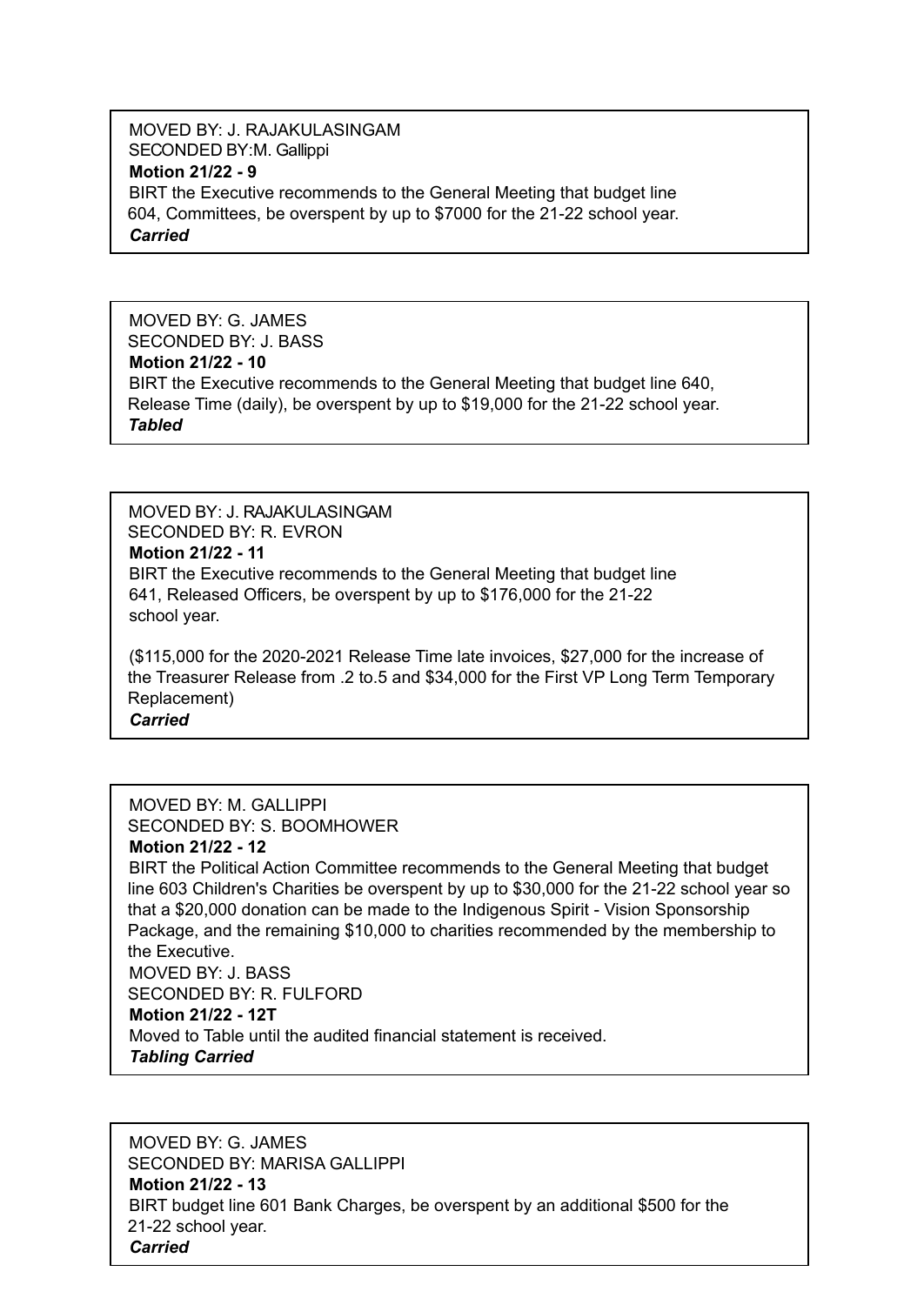MOVED BY: J. RAJAKULASINGAM
SECONDED BY:M. Gallippi
**Motion 21/22 - 9**
BIRT the Executive recommends to the General Meeting that budget line 604, Committees, be overspent by up to $7000 for the 21-22 school year.
***Carried***

---

MOVED BY: G. JAMES
SECONDED BY: J. BASS
**Motion 21/22 - 10**
BIRT the Executive recommends to the General Meeting that budget line 640, Release Time (daily), be overspent by up to $19,000 for the 21-22 school year.
***Tabled***

---

MOVED BY: J. RAJAKULASINGAM
SECONDED BY: R. EVRON
**Motion 21/22 - 11**
BIRT the Executive recommends to the General Meeting that budget line 641, Released Officers, be overspent by up to $176,000 for the 21-22 school year.

($115,000 for the 2020-2021 Release Time late invoices, $27,000 for the increase of the Treasurer Release from .2 to.5 and $34,000 for the First VP Long Term Temporary Replacement)
***Carried***

---

MOVED BY: M. GALLIPPI
SECONDED BY: S. BOOMHOWER
**Motion 21/22 - 12**
BIRT the Political Action Committee recommends to the General Meeting that budget line 603 Children's Charities be overspent by up to $30,000 for the 21-22 school year so that a $20,000 donation can be made to the Indigenous Spirit - Vision Sponsorship Package, and the remaining $10,000 to charities recommended by the membership to the Executive.
MOVED BY: J. BASS
SECONDED BY: R. FULFORD
**Motion 21/22 - 12T**
Moved to Table until the audited financial statement is received.
***Tabling Carried***

---

MOVED BY: G. JAMES
SECONDED BY: MARISA GALLIPPI
**Motion 21/22 - 13**
BIRT budget line 601 Bank Charges, be overspent by an additional $500 for the 21-22 school year.
***Carried***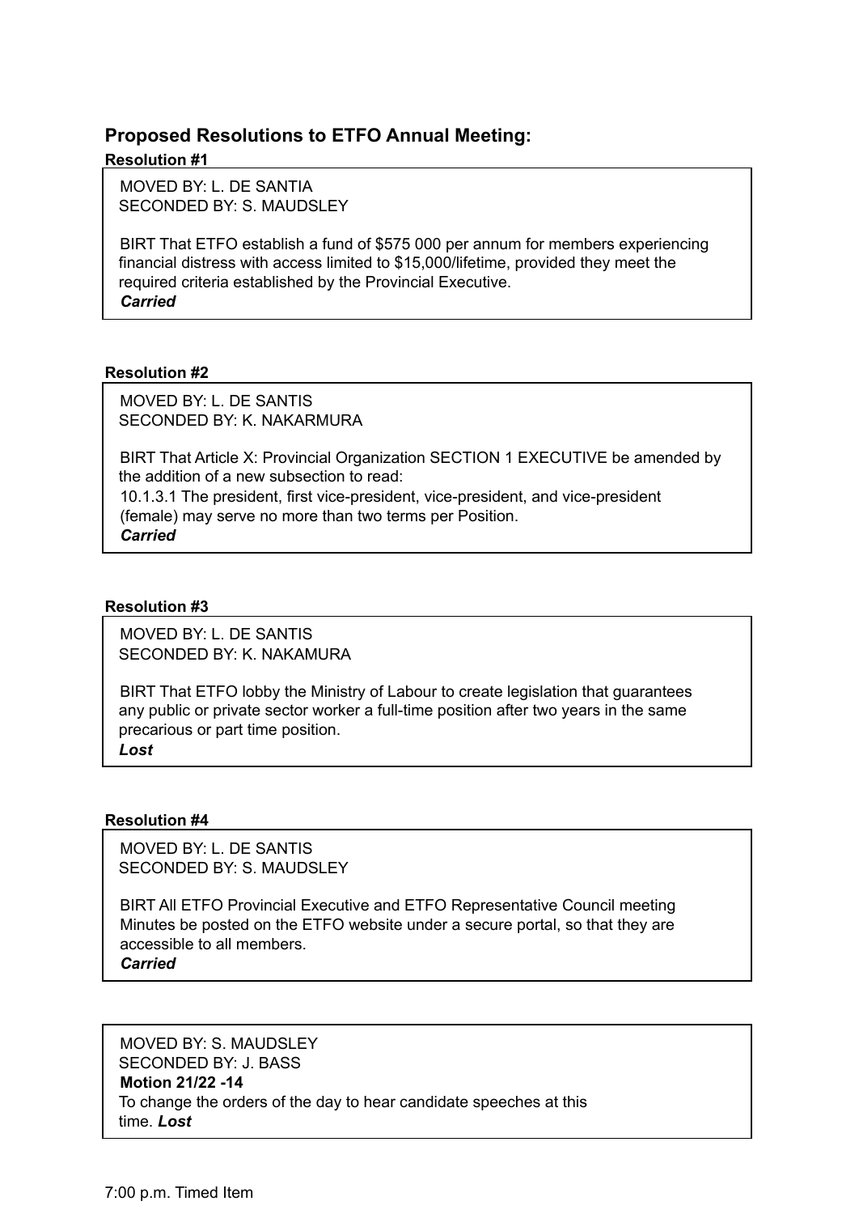## Proposed Resolutions to ETFO Annual Meeting:

**Resolution #1**

MOVED BY: L. DE SANTIA
SECONDED BY: S. MAUDSLEY

BIRT That ETFO establish a fund of $575 000 per annum for members experiencing financial distress with access limited to $15,000/lifetime, provided they meet the required criteria established by the Provincial Executive.
***Carried***

**Resolution #2**

MOVED BY: L. DE SANTIS
SECONDED BY: K. NAKARMURA

BIRT That Article X: Provincial Organization SECTION 1 EXECUTIVE be amended by the addition of a new subsection to read:
10.1.3.1 The president, first vice-president, vice-president, and vice-president (female) may serve no more than two terms per Position.
***Carried***

**Resolution #3**

MOVED BY: L. DE SANTIS
SECONDED BY: K. NAKAMURA

BIRT That ETFO lobby the Ministry of Labour to create legislation that guarantees any public or private sector worker a full-time position after two years in the same precarious or part time position.
***Lost***

**Resolution #4**

MOVED BY: L. DE SANTIS
SECONDED BY: S. MAUDSLEY

BIRT All ETFO Provincial Executive and ETFO Representative Council meeting Minutes be posted on the ETFO website under a secure portal, so that they are accessible to all members.
***Carried***

MOVED BY: S. MAUDSLEY
SECONDED BY: J. BASS
**Motion 21/22 -14**
To change the orders of the day to hear candidate speeches at this time. ***Lost***

7:00 p.m. Timed Item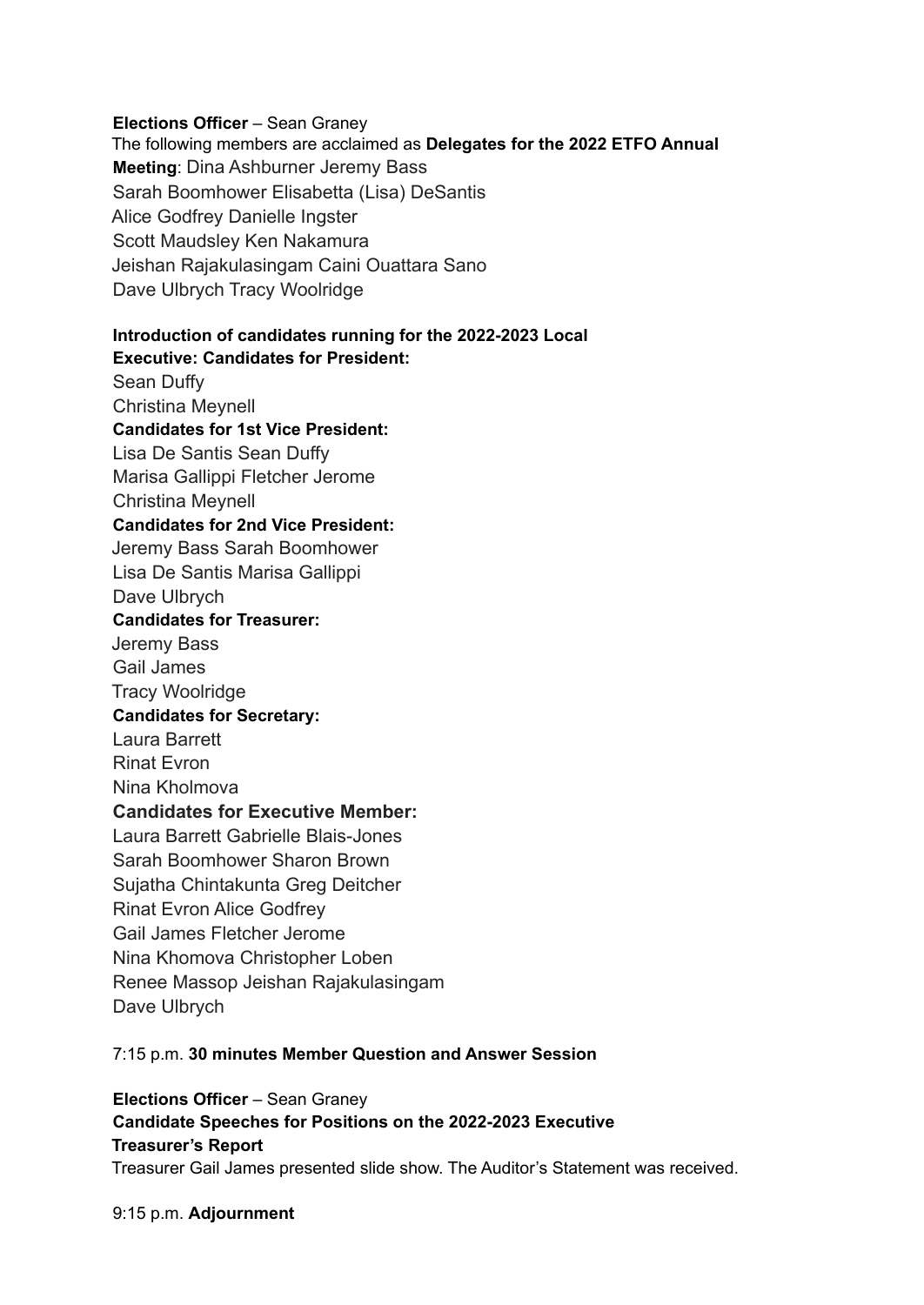**Elections Officer** – Sean Graney

The following members are acclaimed as **Delegates for the 2022 ETFO Annual Meeting**: Dina Ashburner Jeremy Bass
Sarah Boomhower Elisabetta (Lisa) DeSantis
Alice Godfrey Danielle Ingster
Scott Maudsley Ken Nakamura
Jeishan Rajakulasingam Caini Ouattara Sano
Dave Ulbrych Tracy Woolridge

**Introduction of candidates running for the 2022-2023 Local Executive: Candidates for President:**
Sean Duffy
Christina Meynell

**Candidates for 1st Vice President:**
Lisa De Santis Sean Duffy
Marisa Gallippi Fletcher Jerome
Christina Meynell

**Candidates for 2nd Vice President:**
Jeremy Bass Sarah Boomhower
Lisa De Santis Marisa Gallippi
Dave Ulbrych

**Candidates for Treasurer:**
Jeremy Bass
Gail James
Tracy Woolridge

**Candidates for Secretary:**
Laura Barrett
Rinat Evron
Nina Kholmova

**Candidates for Executive Member:**
Laura Barrett Gabrielle Blais-Jones
Sarah Boomhower Sharon Brown
Sujatha Chintakunta Greg Deitcher
Rinat Evron Alice Godfrey
Gail James Fletcher Jerome
Nina Khomova Christopher Loben
Renee Massop Jeishan Rajakulasingam
Dave Ulbrych

7:15 p.m. **30 minutes Member Question and Answer Session**

**Elections Officer** – Sean Graney
**Candidate Speeches for Positions on the 2022-2023 Executive**
**Treasurer's Report**
Treasurer Gail James presented slide show. The Auditor's Statement was received.

9:15 p.m. **Adjournment**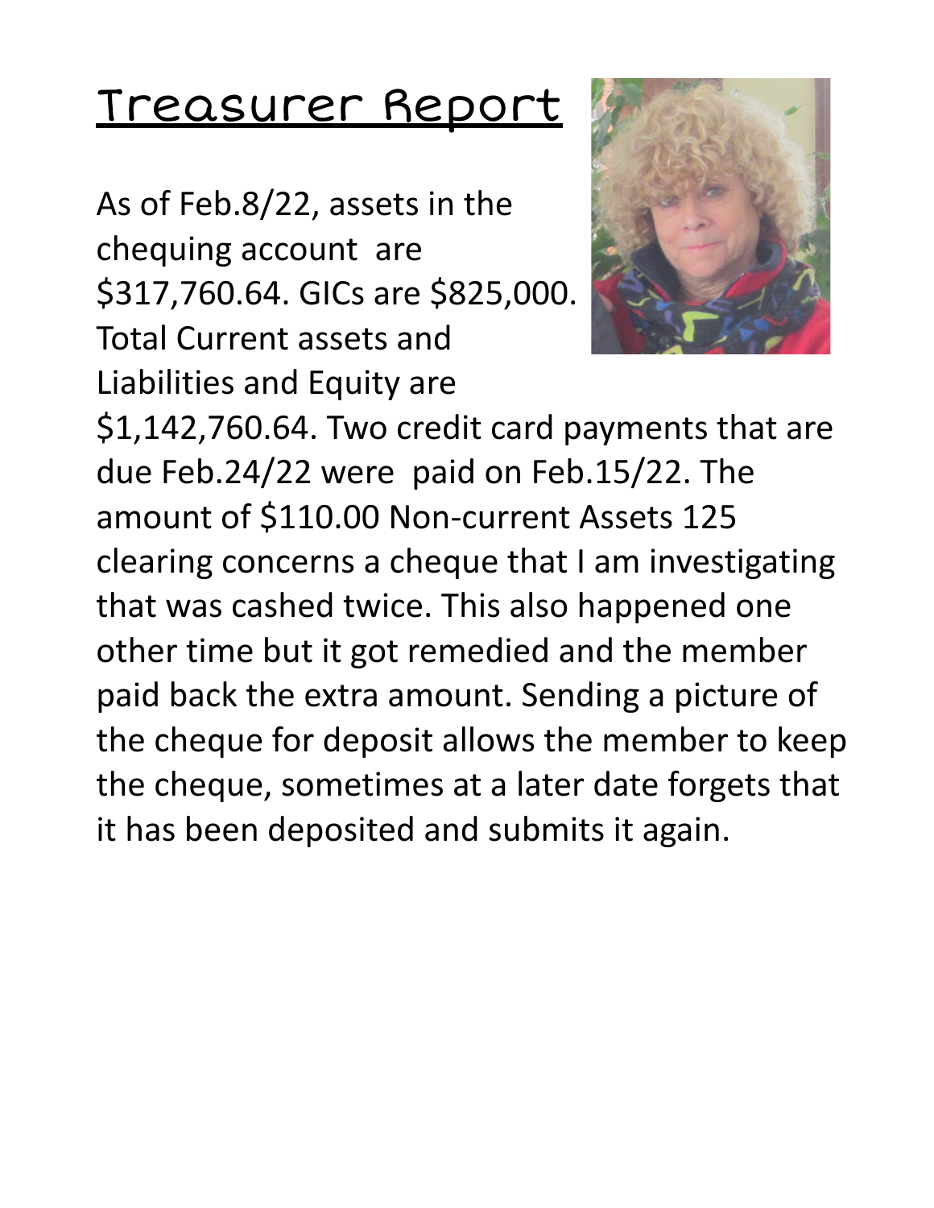# Treasurer Report

As of Feb.8/22, assets in the chequing account are $317,760.64. GICs are $825,000. Total Current assets and Liabilities and Equity are $1,142,760.64. Two credit card payments that are due Feb.24/22 were paid on Feb.15/22. The amount of $110.00 Non-current Assets 125 clearing concerns a cheque that I am investigating that was cashed twice. This also happened one other time but it got remedied and the member paid back the extra amount. Sending a picture of the cheque for deposit allows the member to keep the cheque, sometimes at a later date forgets that it has been deposited and submits it again.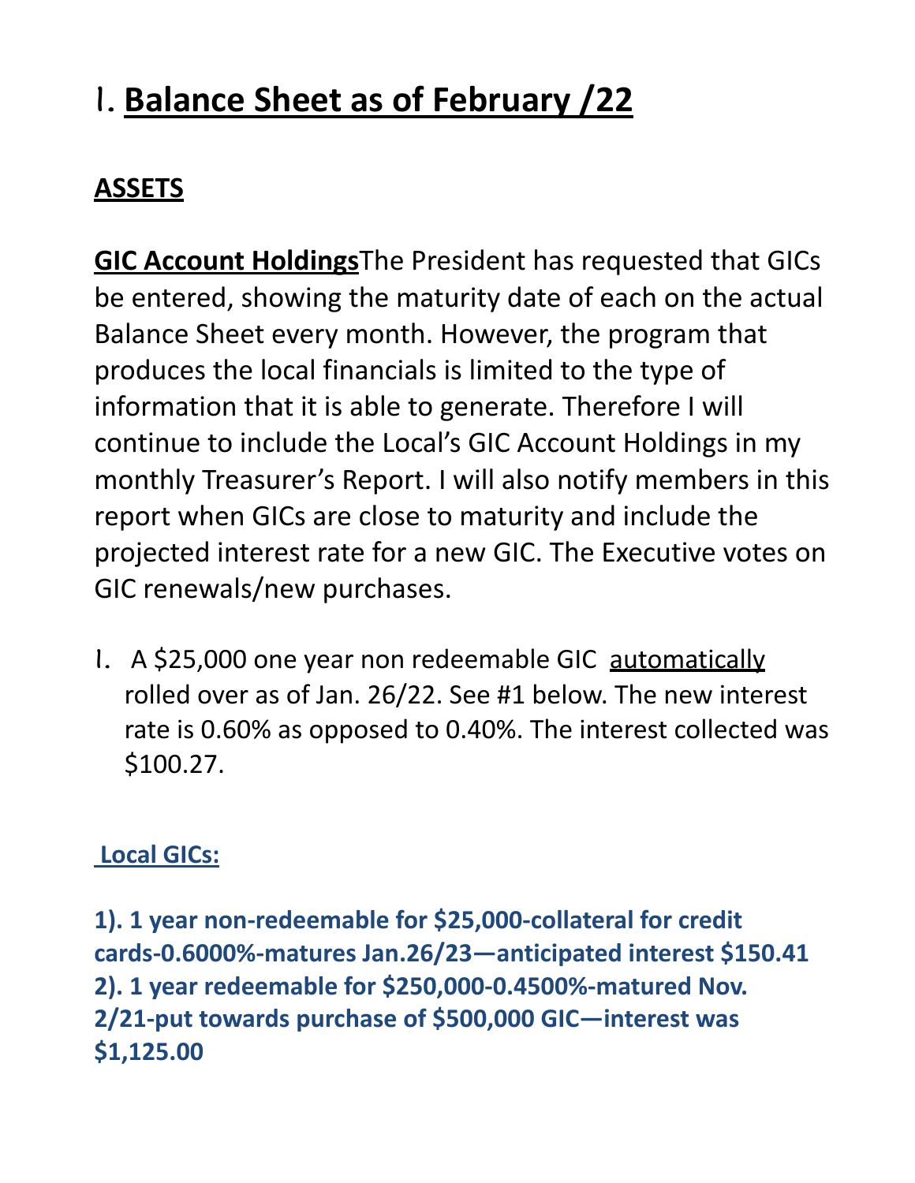# I. **Balance Sheet as of February /22**

## **ASSETS**

**GIC Account Holdings**The President has requested that GICs be entered, showing the maturity date of each on the actual Balance Sheet every month. However, the program that produces the local financials is limited to the type of information that it is able to generate. Therefore I will continue to include the Local's GIC Account Holdings in my monthly Treasurer's Report. I will also notify members in this report when GICs are close to maturity and include the projected interest rate for a new GIC. The Executive votes on GIC renewals/new purchases.

1. A $25,000 one year non redeemable GIC automatically rolled over as of Jan. 26/22. See #1 below. The new interest rate is 0.60% as opposed to 0.40%. The interest collected was $100.27.

**Local GICs:**

**1). 1 year non-redeemable for $25,000-collateral for credit cards-0.6000%-matures Jan.26/23—anticipated interest $150.41**
**2). 1 year redeemable for $250,000-0.4500%-matured Nov. 2/21-put towards purchase of $500,000 GIC—interest was $1,125.00**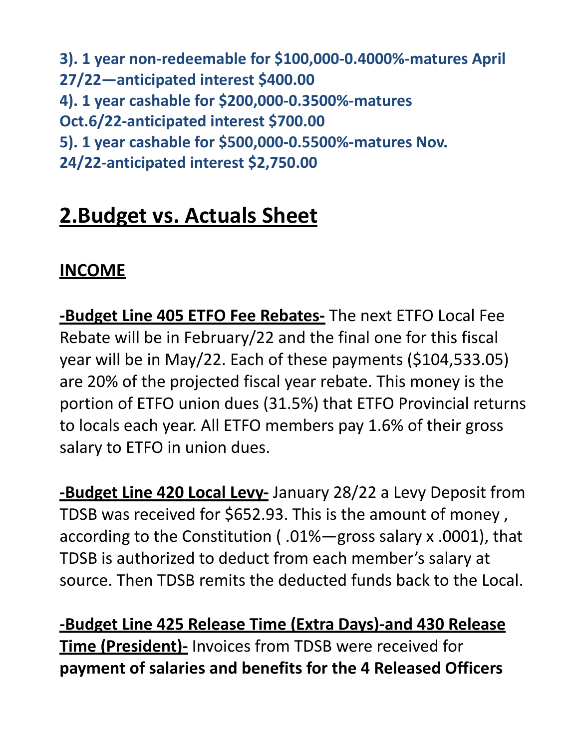**3). 1 year non-redeemable for $100,000-0.4000%-matures April 27/22—anticipated interest $400.00**
**4). 1 year cashable for $200,000-0.3500%-matures Oct.6/22-anticipated interest $700.00**
**5). 1 year cashable for $500,000-0.5500%-matures Nov. 24/22-anticipated interest $2,750.00**

## 2.Budget vs. Actuals Sheet

### INCOME

**-Budget Line 405 ETFO Fee Rebates-** The next ETFO Local Fee Rebate will be in February/22 and the final one for this fiscal year will be in May/22. Each of these payments ($104,533.05) are 20% of the projected fiscal year rebate. This money is the portion of ETFO union dues (31.5%) that ETFO Provincial returns to locals each year. All ETFO members pay 1.6% of their gross salary to ETFO in union dues.

**-Budget Line 420 Local Levy-** January 28/22 a Levy Deposit from TDSB was received for $652.93. This is the amount of money , according to the Constitution ( .01%—gross salary x .0001), that TDSB is authorized to deduct from each member's salary at source. Then TDSB remits the deducted funds back to the Local.

**-Budget Line 425 Release Time (Extra Days)-and 430 Release Time (President)-** Invoices from TDSB were received for **payment of salaries and benefits for the 4 Released Officers**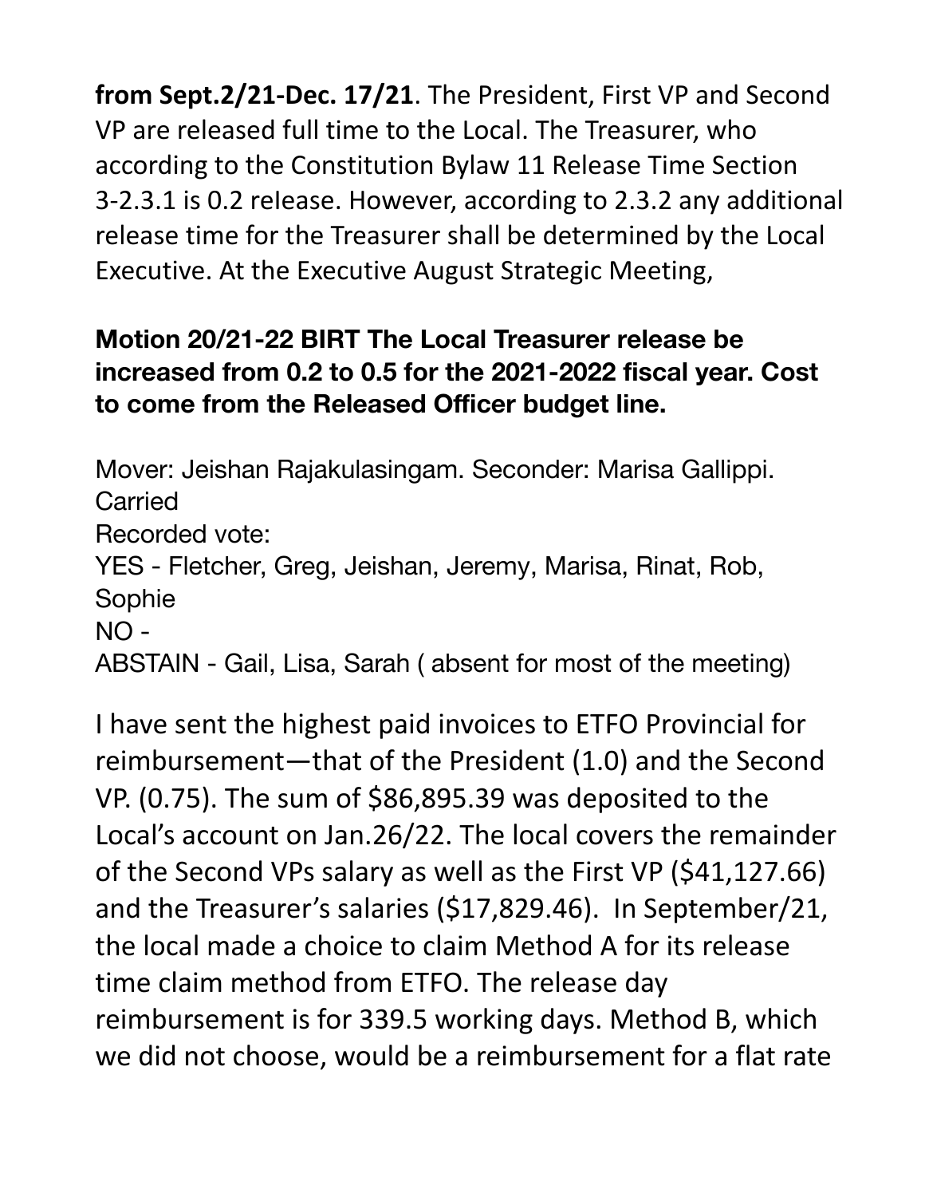**from Sept.2/21-Dec. 17/21**. The President, First VP and Second VP are released full time to the Local. The Treasurer, who according to the Constitution Bylaw 11 Release Time Section 3-2.3.1 is 0.2 release. However, according to 2.3.2 any additional release time for the Treasurer shall be determined by the Local Executive. At the Executive August Strategic Meeting,

**Motion 20/21-22 BIRT The Local Treasurer release be increased from 0.2 to 0.5 for the 2021-2022 fiscal year. Cost to come from the Released Officer budget line.**

Mover: Jeishan Rajakulasingam. Seconder: Marisa Gallippi. Carried
Recorded vote:
YES - Fletcher, Greg, Jeishan, Jeremy, Marisa, Rinat, Rob, Sophie
NO -
ABSTAIN - Gail, Lisa, Sarah ( absent for most of the meeting)

I have sent the highest paid invoices to ETFO Provincial for reimbursement—that of the President (1.0) and the Second VP. (0.75). The sum of $86,895.39 was deposited to the Local's account on Jan.26/22. The local covers the remainder of the Second VPs salary as well as the First VP ($41,127.66) and the Treasurer's salaries ($17,829.46). In September/21, the local made a choice to claim Method A for its release time claim method from ETFO. The release day reimbursement is for 339.5 working days. Method B, which we did not choose, would be a reimbursement for a flat rate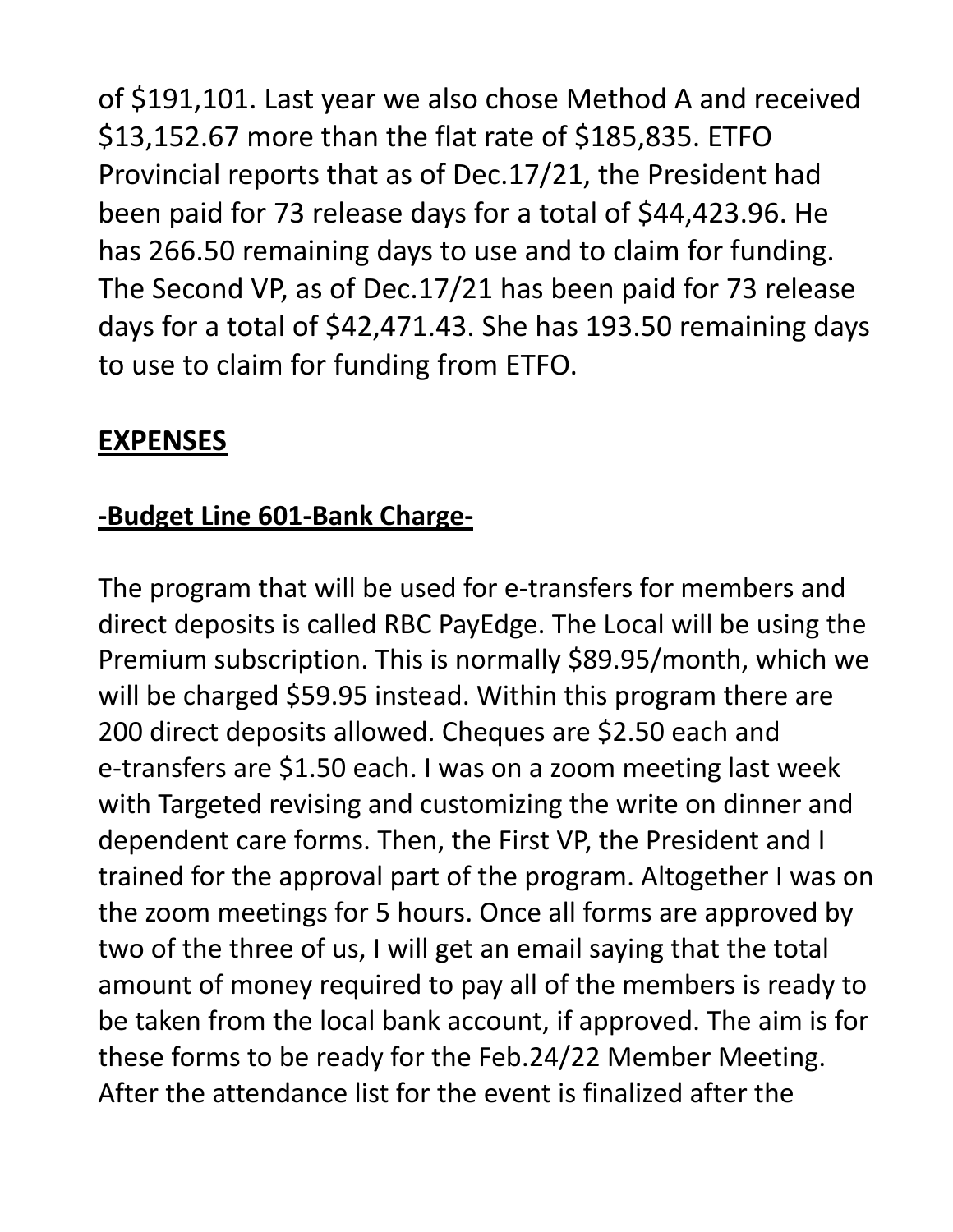of $191,101. Last year we also chose Method A and received $13,152.67 more than the flat rate of $185,835. ETFO Provincial reports that as of Dec.17/21, the President had been paid for 73 release days for a total of $44,423.96. He has 266.50 remaining days to use and to claim for funding. The Second VP, as of Dec.17/21 has been paid for 73 release days for a total of $42,471.43. She has 193.50 remaining days to use to claim for funding from ETFO.

## **<u>EXPENSES</u>**

### **<u>-Budget Line 601-Bank Charge-</u>**

The program that will be used for e-transfers for members and direct deposits is called RBC PayEdge. The Local will be using the Premium subscription. This is normally $89.95/month, which we will be charged $59.95 instead. Within this program there are 200 direct deposits allowed. Cheques are $2.50 each and e-transfers are $1.50 each. I was on a zoom meeting last week with Targeted revising and customizing the write on dinner and dependent care forms. Then, the First VP, the President and I trained for the approval part of the program. Altogether I was on the zoom meetings for 5 hours. Once all forms are approved by two of the three of us, I will get an email saying that the total amount of money required to pay all of the members is ready to be taken from the local bank account, if approved. The aim is for these forms to be ready for the Feb.24/22 Member Meeting. After the attendance list for the event is finalized after the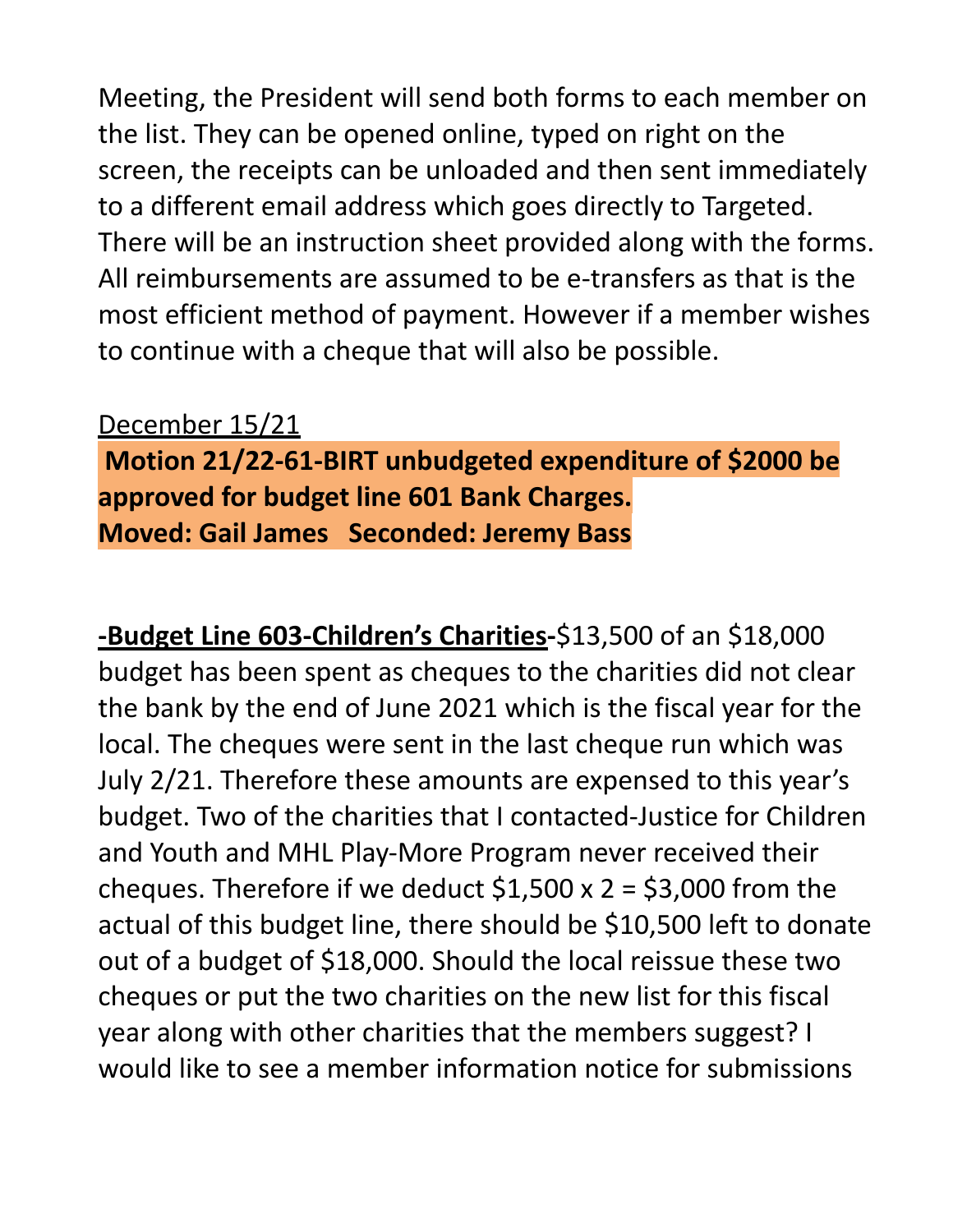Meeting, the President will send both forms to each member on the list. They can be opened online, typed on right on the screen, the receipts can be unloaded and then sent immediately to a different email address which goes directly to Targeted. There will be an instruction sheet provided along with the forms. All reimbursements are assumed to be e-transfers as that is the most efficient method of payment. However if a member wishes to continue with a cheque that will also be possible.

<u>December 15/21</u>

**Motion 21/22-61-BIRT unbudgeted expenditure of $2000 be approved for budget line 601 Bank Charges.**
**Moved: Gail James   Seconded: Jeremy Bass**

**<u>-Budget Line 603-Children's Charities</u>-**$13,500 of an $18,000 budget has been spent as cheques to the charities did not clear the bank by the end of June 2021 which is the fiscal year for the local. The cheques were sent in the last cheque run which was July 2/21. Therefore these amounts are expensed to this year's budget. Two of the charities that I contacted-Justice for Children and Youth and MHL Play-More Program never received their cheques. Therefore if we deduct $1,500 x 2 = $3,000 from the actual of this budget line, there should be $10,500 left to donate out of a budget of $18,000. Should the local reissue these two cheques or put the two charities on the new list for this fiscal year along with other charities that the members suggest? I would like to see a member information notice for submissions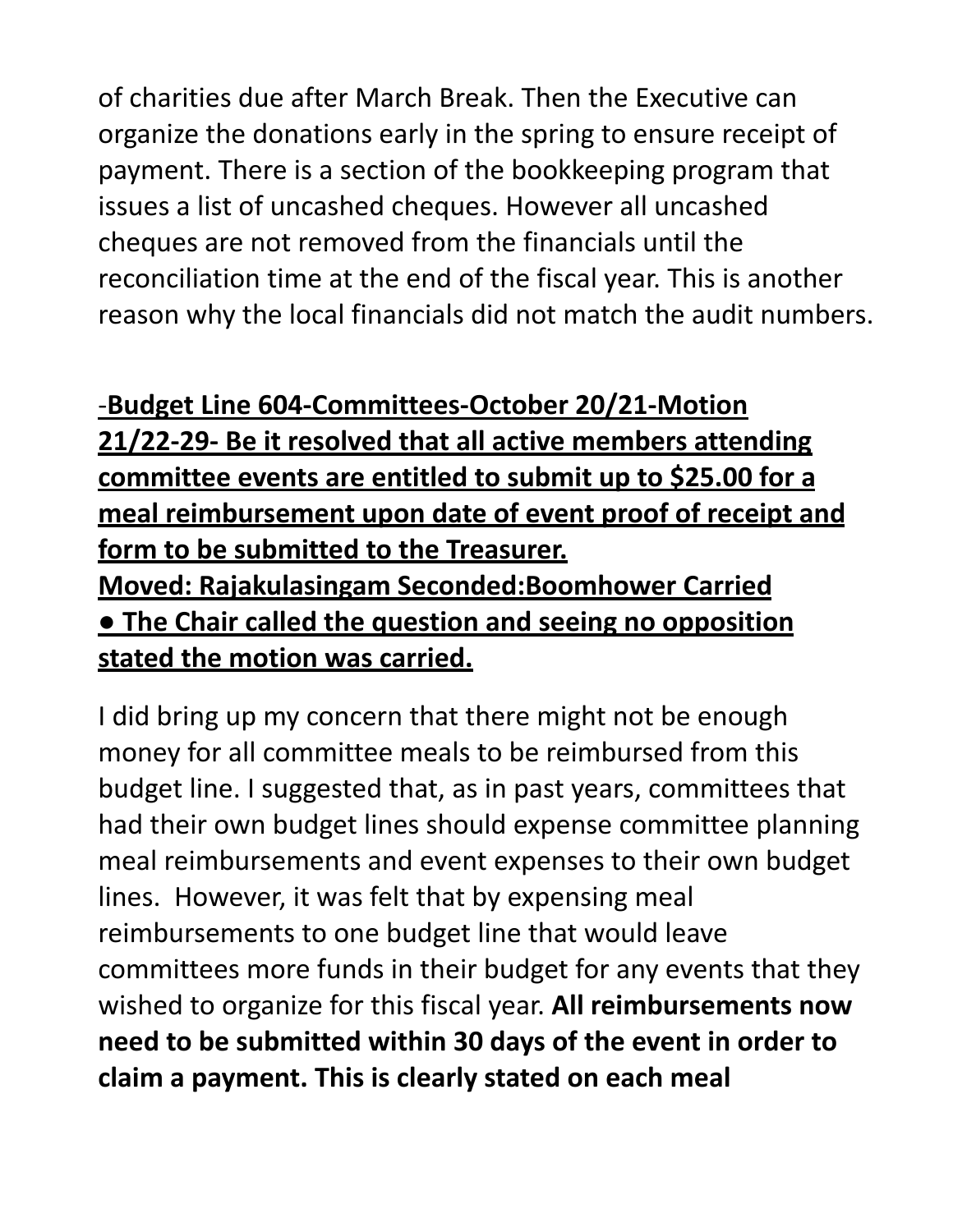of charities due after March Break. Then the Executive can organize the donations early in the spring to ensure receipt of payment. There is a section of the bookkeeping program that issues a list of uncashed cheques. However all uncashed cheques are not removed from the financials until the reconciliation time at the end of the fiscal year. This is another reason why the local financials did not match the audit numbers.

-**<u>Budget Line 604-Committees-October 20/21-Motion 21/22-29- Be it resolved that all active members attending committee events are entitled to submit up to $25.00 for a meal reimbursement upon date of event proof of receipt and form to be submitted to the Treasurer.</u>**
**<u>Moved: Rajakulasingam Seconded:Boomhower Carried</u>**

- **<u>The Chair called the question and seeing no opposition stated the motion was carried.</u>**

I did bring up my concern that there might not be enough money for all committee meals to be reimbursed from this budget line. I suggested that, as in past years, committees that had their own budget lines should expense committee planning meal reimbursements and event expenses to their own budget lines. However, it was felt that by expensing meal reimbursements to one budget line that would leave committees more funds in their budget for any events that they wished to organize for this fiscal year. **All reimbursements now need to be submitted within 30 days of the event in order to claim a payment. This is clearly stated on each meal**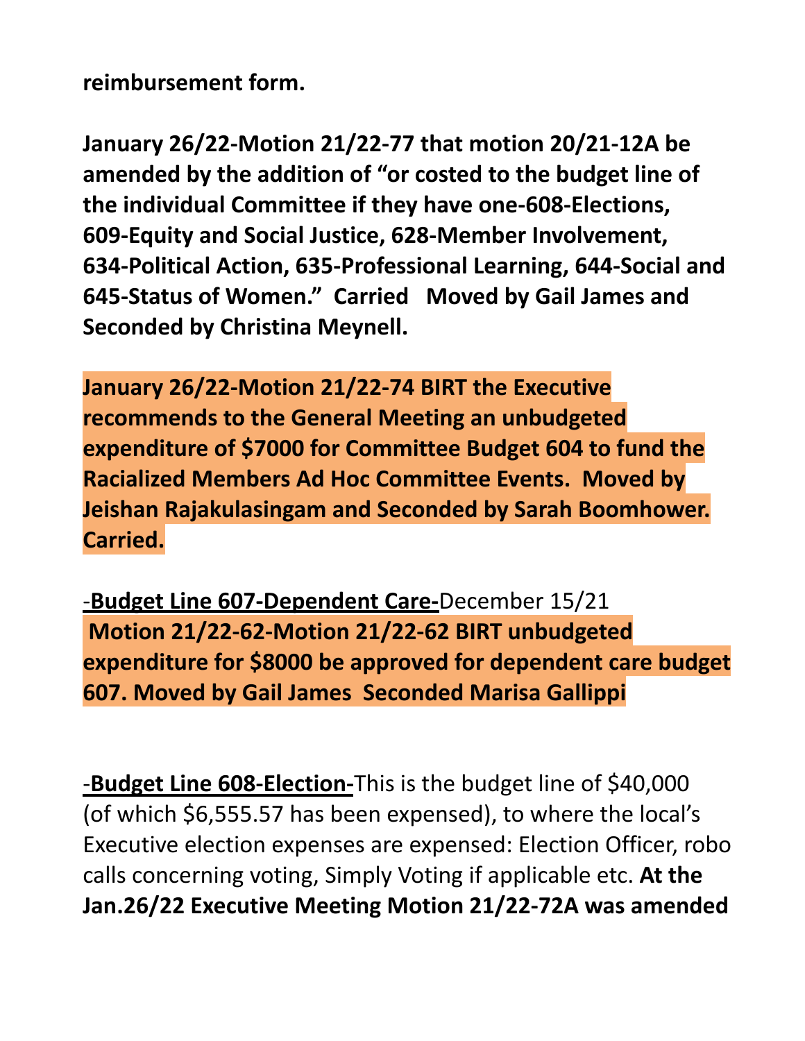**reimbursement form.**

**January 26/22-Motion 21/22-77 that motion 20/21-12A be amended by the addition of "or costed to the budget line of the individual Committee if they have one-608-Elections, 609-Equity and Social Justice, 628-Member Involvement, 634-Political Action, 635-Professional Learning, 644-Social and 645-Status of Women." Carried Moved by Gail James and Seconded by Christina Meynell.**

**January 26/22-Motion 21/22-74 BIRT the Executive recommends to the General Meeting an unbudgeted expenditure of $7000 for Committee Budget 604 to fund the Racialized Members Ad Hoc Committee Events. Moved by Jeishan Rajakulasingam and Seconded by Sarah Boomhower. Carried.**

-**Budget Line 607-Dependent Care-**December 15/21
**Motion 21/22-62-Motion 21/22-62 BIRT unbudgeted expenditure for $8000 be approved for dependent care budget 607. Moved by Gail James Seconded Marisa Gallippi**

-**Budget Line 608-Election-**This is the budget line of $40,000 (of which $6,555.57 has been expensed), to where the local's Executive election expenses are expensed: Election Officer, robo calls concerning voting, Simply Voting if applicable etc. **At the Jan.26/22 Executive Meeting Motion 21/22-72A was amended**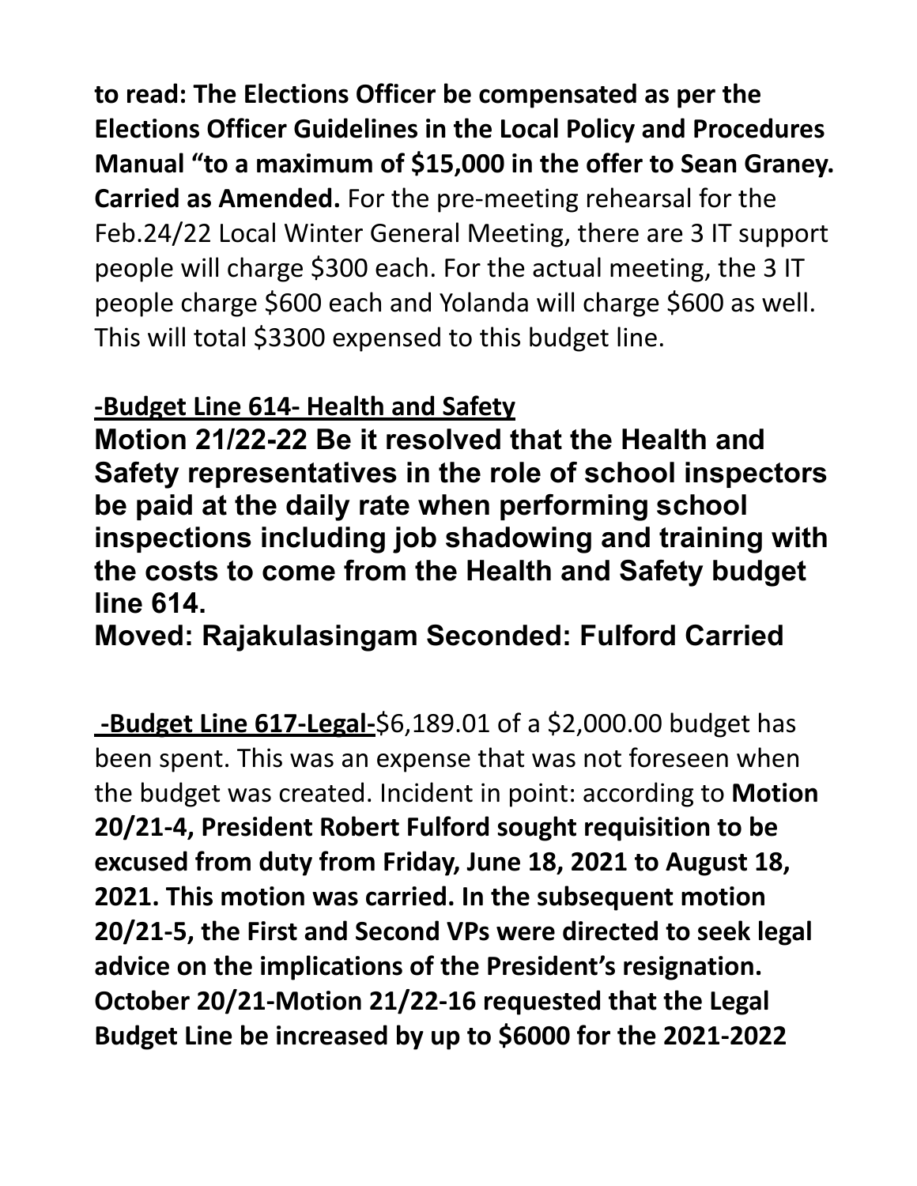**to read: The Elections Officer be compensated as per the Elections Officer Guidelines in the Local Policy and Procedures Manual "to a maximum of $15,000 in the offer to Sean Graney. Carried as Amended.** For the pre-meeting rehearsal for the Feb.24/22 Local Winter General Meeting, there are 3 IT support people will charge $300 each. For the actual meeting, the 3 IT people charge $600 each and Yolanda will charge $600 as well. This will total $3300 expensed to this budget line.

**-Budget Line 614- Health and Safety**

**Motion 21/22-22 Be it resolved that the Health and Safety representatives in the role of school inspectors be paid at the daily rate when performing school inspections including job shadowing and training with the costs to come from the Health and Safety budget line 614.**

**Moved: Rajakulasingam Seconded: Fulford Carried**

**-Budget Line 617-Legal-**$6,189.01 of a $2,000.00 budget has been spent. This was an expense that was not foreseen when the budget was created. Incident in point: according to **Motion 20/21-4, President Robert Fulford sought requisition to be excused from duty from Friday, June 18, 2021 to August 18, 2021. This motion was carried. In the subsequent motion 20/21-5, the First and Second VPs were directed to seek legal advice on the implications of the President's resignation. October 20/21-Motion 21/22-16 requested that the Legal Budget Line be increased by up to $6000 for the 2021-2022**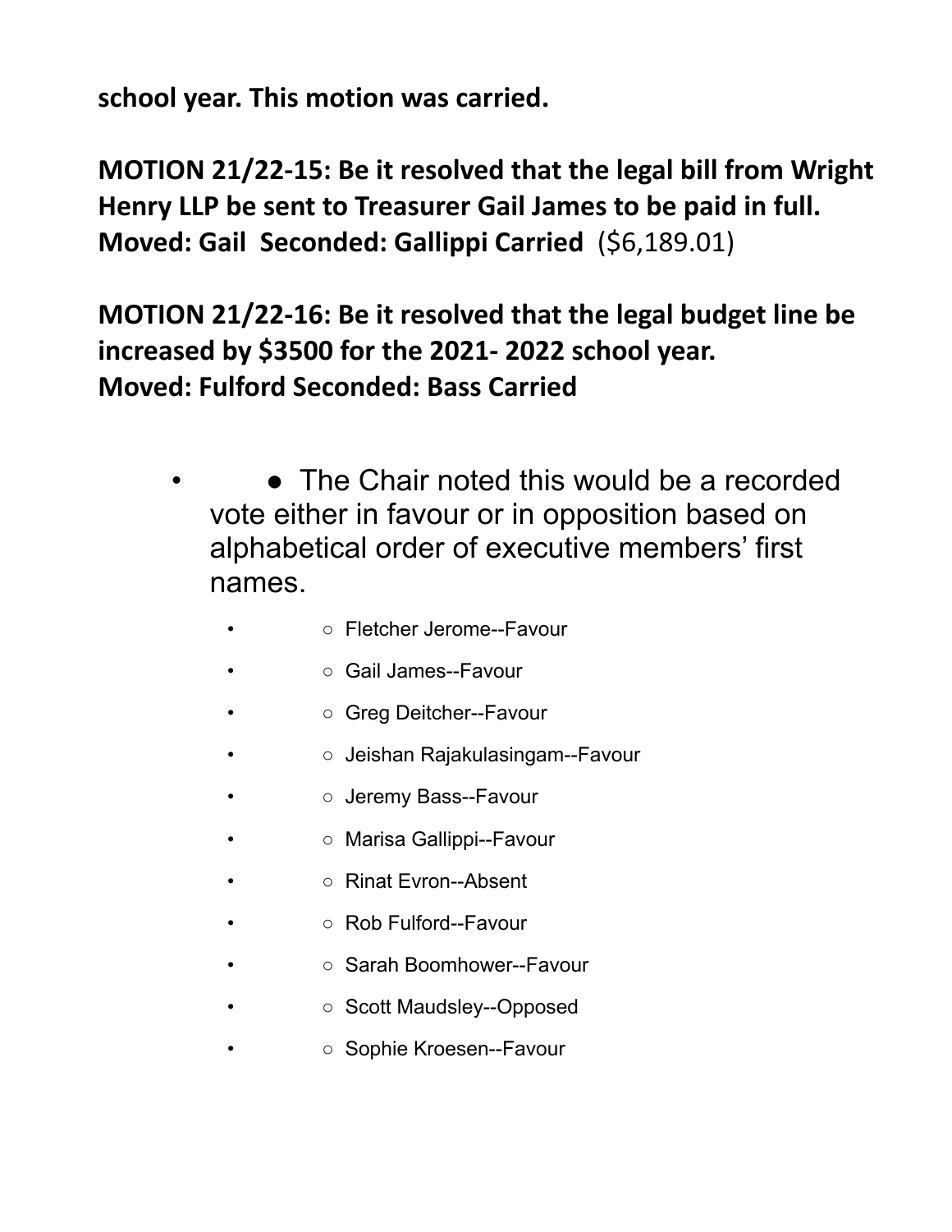**school year. This motion was carried.**

**MOTION 21/22-15: Be it resolved that the legal bill from Wright Henry LLP be sent to Treasurer Gail James to be paid in full. Moved: Gail Seconded: Gallippi Carried** ($6,189.01)

**MOTION 21/22-16: Be it resolved that the legal budget line be increased by $3500 for the 2021- 2022 school year. Moved: Fulford Seconded: Bass Carried**

- The Chair noted this would be a recorded vote either in favour or in opposition based on alphabetical order of executive members' first names.
  - Fletcher Jerome--Favour
  - Gail James--Favour
  - Greg Deitcher--Favour
  - Jeishan Rajakulasingam--Favour
  - Jeremy Bass--Favour
  - Marisa Gallippi--Favour
  - Rinat Evron--Absent
  - Rob Fulford--Favour
  - Sarah Boomhower--Favour
  - Scott Maudsley--Opposed
  - Sophie Kroesen--Favour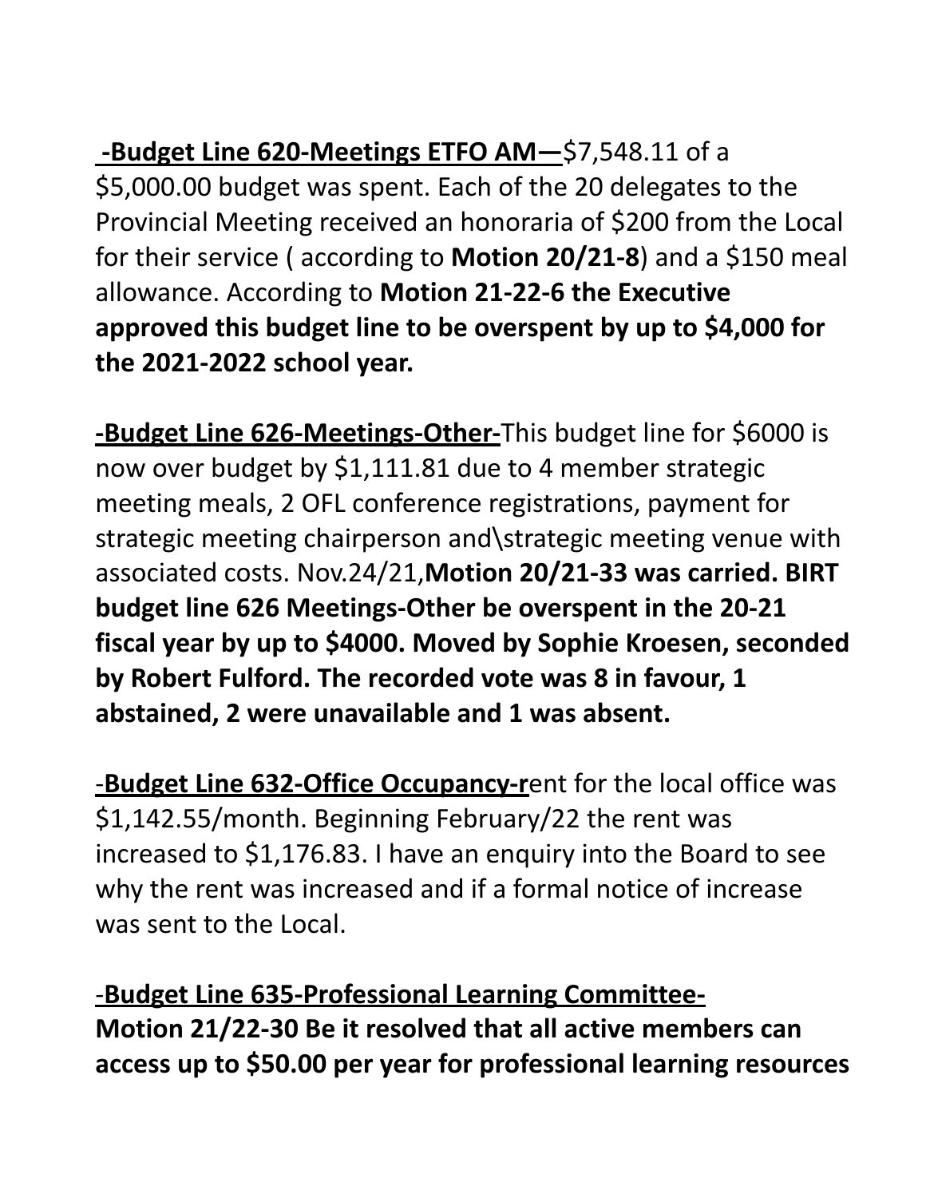**-Budget Line 620-Meetings ETFO AM—**$7,548.11 of a $5,000.00 budget was spent. Each of the 20 delegates to the Provincial Meeting received an honoraria of $200 from the Local for their service ( according to **Motion 20/21-8**) and a $150 meal allowance. According to **Motion 21-22-6 the Executive approved this budget line to be overspent by up to $4,000 for the 2021-2022 school year.**

**-Budget Line 626-Meetings-Other-**This budget line for $6000 is now over budget by $1,111.81 due to 4 member strategic meeting meals, 2 OFL conference registrations, payment for strategic meeting chairperson and\strategic meeting venue with associated costs. Nov.24/21,**Motion 20/21-33 was carried. BIRT budget line 626 Meetings-Other be overspent in the 20-21 fiscal year by up to $4000. Moved by Sophie Kroesen, seconded by Robert Fulford. The recorded vote was 8 in favour, 1 abstained, 2 were unavailable and 1 was absent.**

-**Budget Line 632-Office Occupancy-r**ent for the local office was $1,142.55/month. Beginning February/22 the rent was increased to $1,176.83. I have an enquiry into the Board to see why the rent was increased and if a formal notice of increase was sent to the Local.

-**Budget Line 635-Professional Learning Committee-**
**Motion 21/22-30 Be it resolved that all active members can access up to $50.00 per year for professional learning resources**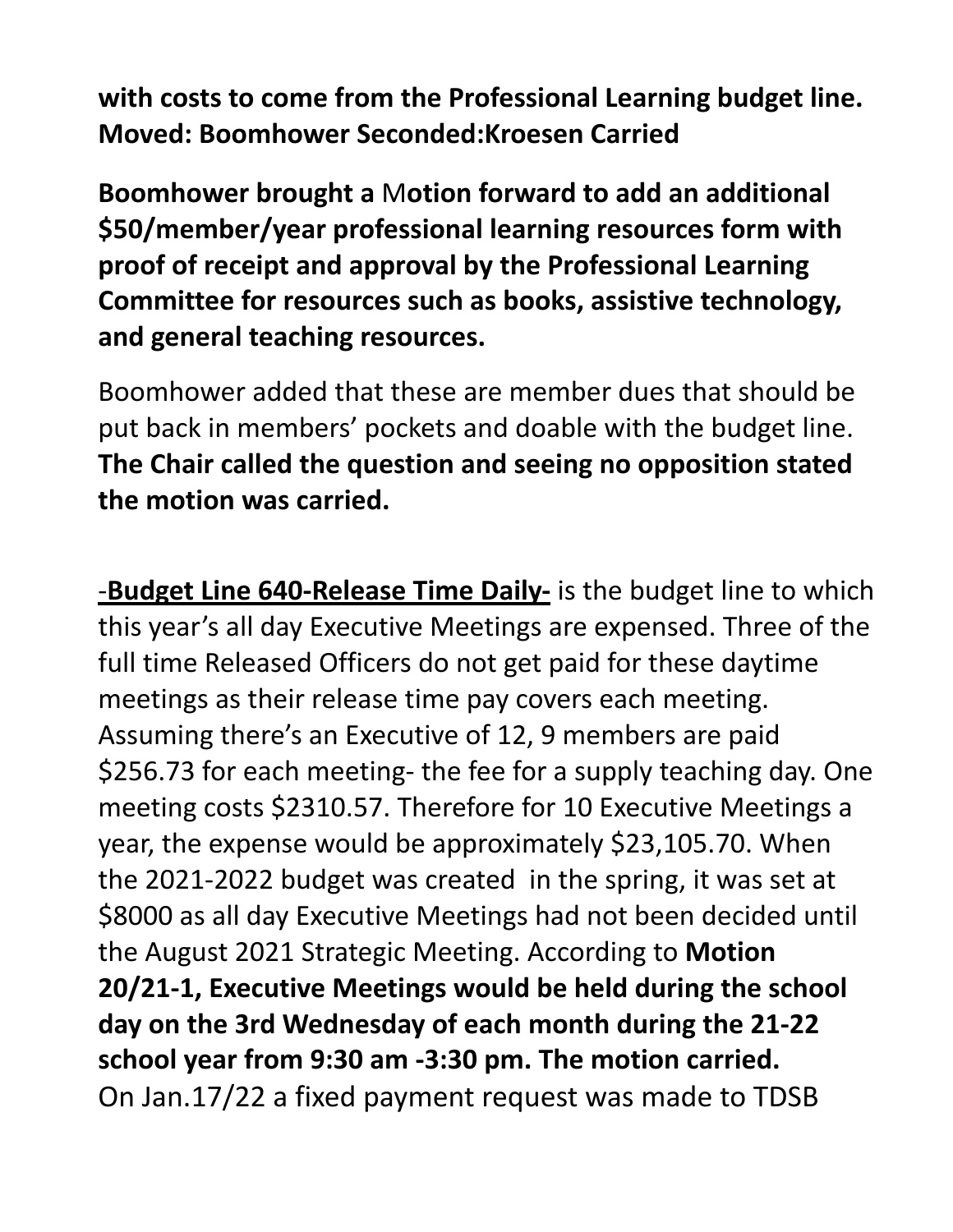**with costs to come from the Professional Learning budget line. Moved: Boomhower Seconded:Kroesen Carried**

**Boomhower brought a** M**otion forward to add an additional $50/member/year professional learning resources form with proof of receipt and approval by the Professional Learning Committee for resources such as books, assistive technology, and general teaching resources.**

Boomhower added that these are member dues that should be put back in members' pockets and doable with the budget line. **The Chair called the question and seeing no opposition stated the motion was carried.**

-**Budget Line 640-Release Time Daily-** is the budget line to which this year's all day Executive Meetings are expensed. Three of the full time Released Officers do not get paid for these daytime meetings as their release time pay covers each meeting. Assuming there's an Executive of 12, 9 members are paid $256.73 for each meeting- the fee for a supply teaching day. One meeting costs $2310.57. Therefore for 10 Executive Meetings a year, the expense would be approximately $23,105.70. When the 2021-2022 budget was created in the spring, it was set at $8000 as all day Executive Meetings had not been decided until the August 2021 Strategic Meeting. According to **Motion 20/21-1, Executive Meetings would be held during the school day on the 3rd Wednesday of each month during the 21-22 school year from 9:30 am -3:30 pm. The motion carried.** On Jan.17/22 a fixed payment request was made to TDSB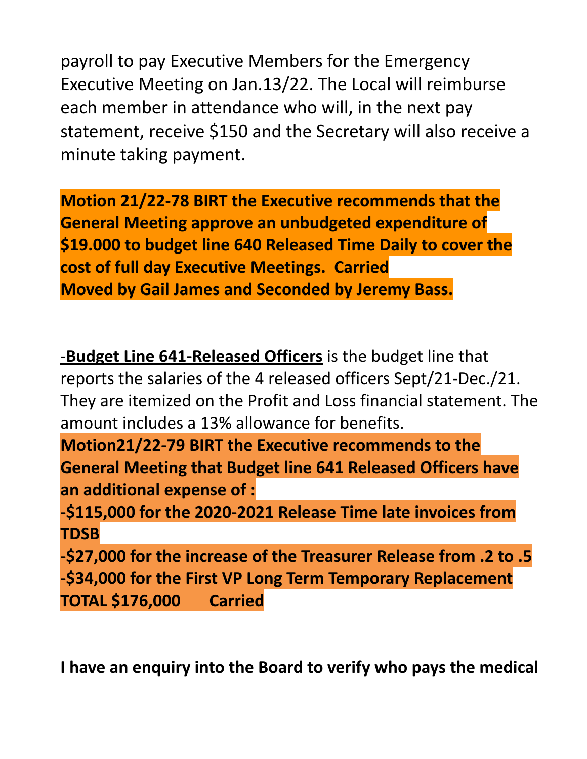payroll to pay Executive Members for the Emergency Executive Meeting on Jan.13/22. The Local will reimburse each member in attendance who will, in the next pay statement, receive $150 and the Secretary will also receive a minute taking payment.

**Motion 21/22-78 BIRT the Executive recommends that the General Meeting approve an unbudgeted expenditure of $19.000 to budget line 640 Released Time Daily to cover the cost of full day Executive Meetings. Carried**
**Moved by Gail James and Seconded by Jeremy Bass.**

-**Budget Line 641-Released Officers** is the budget line that reports the salaries of the 4 released officers Sept/21-Dec./21. They are itemized on the Profit and Loss financial statement. The amount includes a 13% allowance for benefits.

**Motion21/22-79 BIRT the Executive recommends to the General Meeting that Budget line 641 Released Officers have an additional expense of :**
**-$115,000 for the 2020-2021 Release Time late invoices from TDSB**
**-$27,000 for the increase of the Treasurer Release from .2 to .5**
**-$34,000 for the First VP Long Term Temporary Replacement**
**TOTAL $176,000 Carried**

**I have an enquiry into the Board to verify who pays the medical**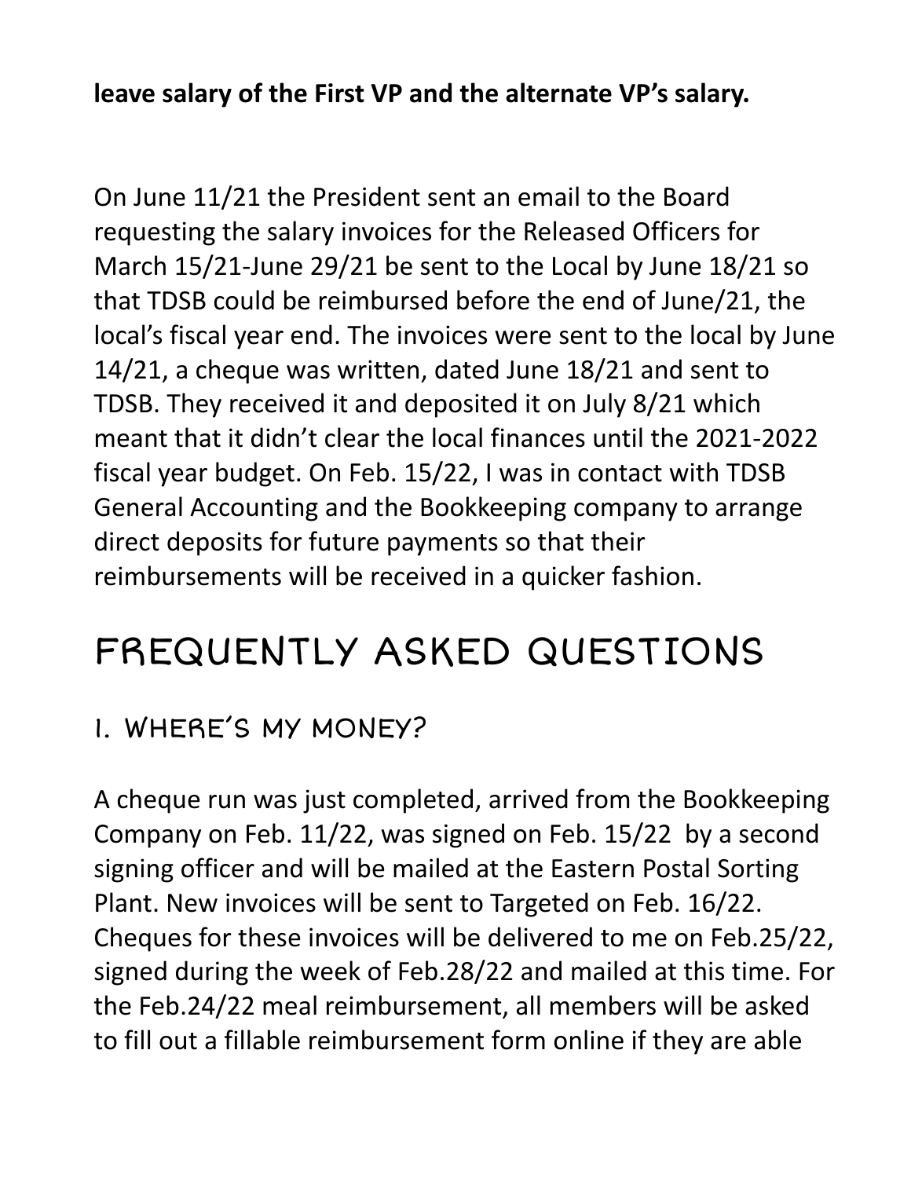**leave salary of the First VP and the alternate VP's salary.**

On June 11/21 the President sent an email to the Board requesting the salary invoices for the Released Officers for March 15/21-June 29/21 be sent to the Local by June 18/21 so that TDSB could be reimbursed before the end of June/21, the local's fiscal year end. The invoices were sent to the local by June 14/21, a cheque was written, dated June 18/21 and sent to TDSB. They received it and deposited it on July 8/21 which meant that it didn't clear the local finances until the 2021-2022 fiscal year budget. On Feb. 15/22, I was in contact with TDSB General Accounting and the Bookkeeping company to arrange direct deposits for future payments so that their reimbursements will be received in a quicker fashion.

# FREQUENTLY ASKED QUESTIONS

## 1. WHERE'S MY MONEY?

A cheque run was just completed, arrived from the Bookkeeping Company on Feb. 11/22, was signed on Feb. 15/22 by a second signing officer and will be mailed at the Eastern Postal Sorting Plant. New invoices will be sent to Targeted on Feb. 16/22. Cheques for these invoices will be delivered to me on Feb.25/22, signed during the week of Feb.28/22 and mailed at this time. For the Feb.24/22 meal reimbursement, all members will be asked to fill out a fillable reimbursement form online if they are able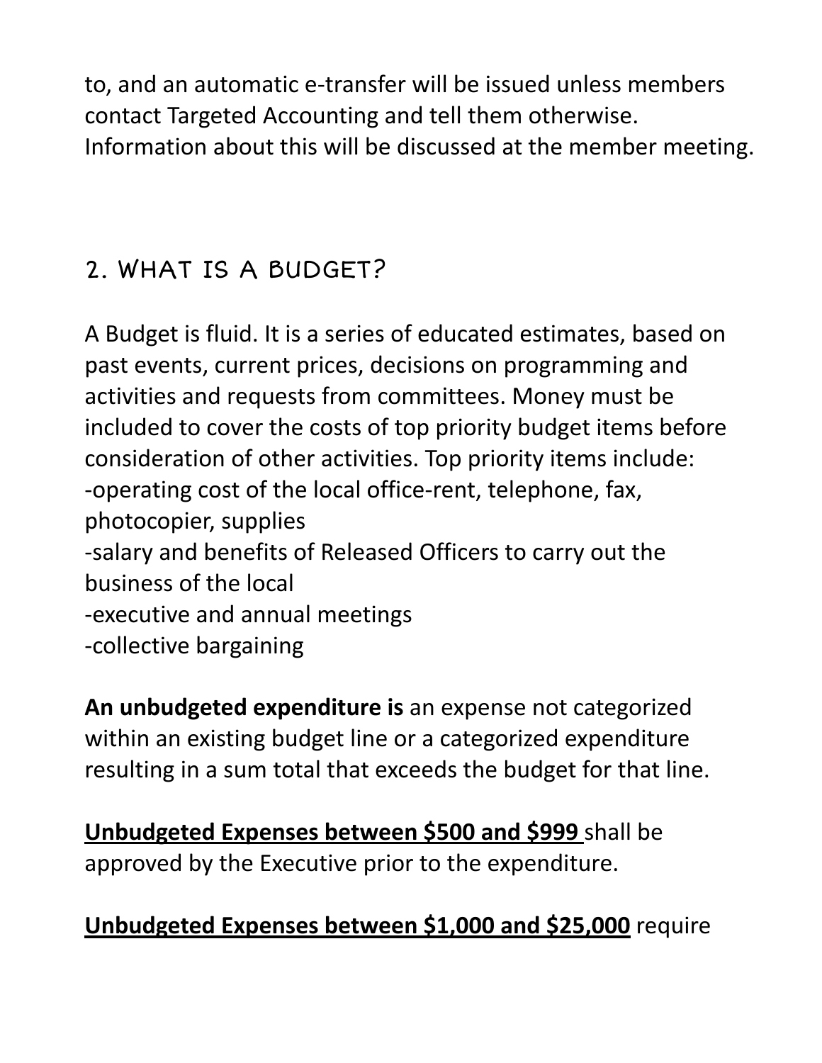to, and an automatic e-transfer will be issued unless members contact Targeted Accounting and tell them otherwise. Information about this will be discussed at the member meeting.

## 2. WHAT IS A BUDGET?

A Budget is fluid. It is a series of educated estimates, based on past events, current prices, decisions on programming and activities and requests from committees. Money must be included to cover the costs of top priority budget items before consideration of other activities. Top priority items include:
-operating cost of the local office-rent, telephone, fax, photocopier, supplies
-salary and benefits of Released Officers to carry out the business of the local
-executive and annual meetings
-collective bargaining

**An unbudgeted expenditure is** an expense not categorized within an existing budget line or a categorized expenditure resulting in a sum total that exceeds the budget for that line.

<u>**Unbudgeted Expenses between $500 and $999**</u> shall be approved by the Executive prior to the expenditure.

<u>**Unbudgeted Expenses between $1,000 and $25,000**</u> require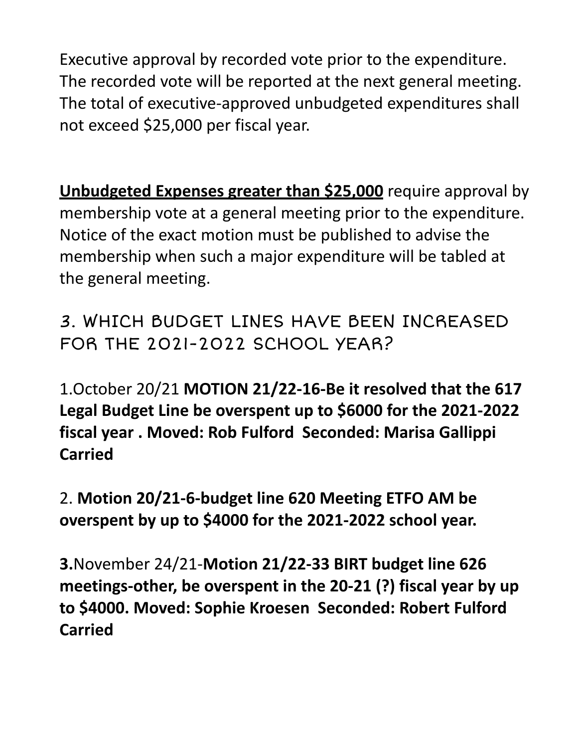Executive approval by recorded vote prior to the expenditure. The recorded vote will be reported at the next general meeting. The total of executive-approved unbudgeted expenditures shall not exceed $25,000 per fiscal year.

**<u>Unbudgeted Expenses greater than $25,000</u>** require approval by membership vote at a general meeting prior to the expenditure. Notice of the exact motion must be published to advise the membership when such a major expenditure will be tabled at the general meeting.

## 3. WHICH BUDGET LINES HAVE BEEN INCREASED FOR THE 2021-2022 SCHOOL YEAR?

1.October 20/21 **MOTION 21/22-16-Be it resolved that the 617 Legal Budget Line be overspent up to $6000 for the 2021-2022 fiscal year . Moved: Rob Fulford Seconded: Marisa Gallippi Carried**

2. **Motion 20/21-6-budget line 620 Meeting ETFO AM be overspent by up to $4000 for the 2021-2022 school year.**

**3.**November 24/21-**Motion 21/22-33 BIRT budget line 626 meetings-other, be overspent in the 20-21 (?) fiscal year by up to $4000. Moved: Sophie Kroesen Seconded: Robert Fulford Carried**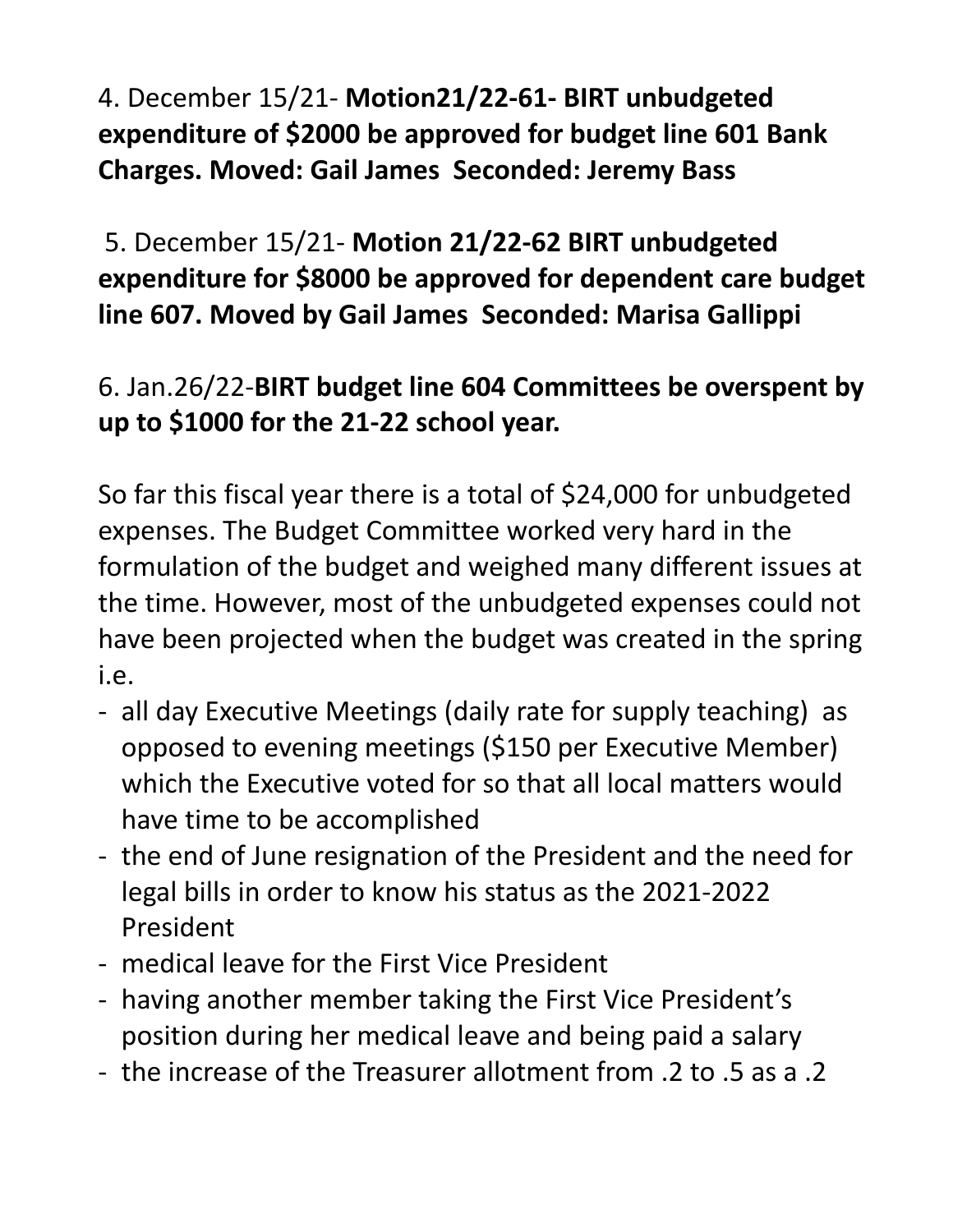4. December 15/21- **Motion21/22-61- BIRT unbudgeted expenditure of $2000 be approved for budget line 601 Bank Charges. Moved: Gail James  Seconded: Jeremy Bass**

5. December 15/21- **Motion 21/22-62 BIRT unbudgeted expenditure for $8000 be approved for dependent care budget line 607. Moved by Gail James  Seconded: Marisa Gallippi**

6. Jan.26/22-**BIRT budget line 604 Committees be overspent by up to $1000 for the 21-22 school year.**

So far this fiscal year there is a total of $24,000 for unbudgeted expenses. The Budget Committee worked very hard in the formulation of the budget and weighed many different issues at the time. However, most of the unbudgeted expenses could not have been projected when the budget was created in the spring i.e.

- all day Executive Meetings (daily rate for supply teaching)  as opposed to evening meetings ($150 per Executive Member) which the Executive voted for so that all local matters would have time to be accomplished
- the end of June resignation of the President and the need for legal bills in order to know his status as the 2021-2022 President
- medical leave for the First Vice President
- having another member taking the First Vice President's position during her medical leave and being paid a salary
- the increase of the Treasurer allotment from .2 to .5 as a .2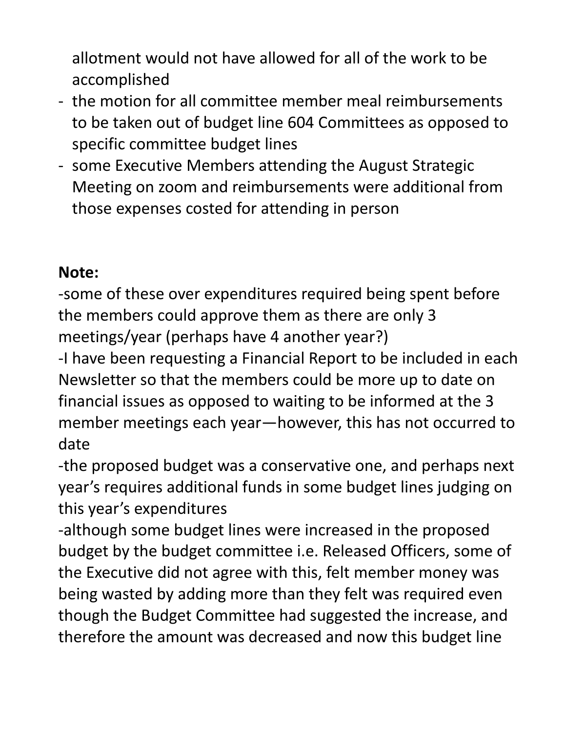allotment would not have allowed for all of the work to be accomplished
- the motion for all committee member meal reimbursements to be taken out of budget line 604 Committees as opposed to specific committee budget lines
- some Executive Members attending the August Strategic Meeting on zoom and reimbursements were additional from those expenses costed for attending in person

**Note:**

-some of these over expenditures required being spent before the members could approve them as there are only 3 meetings/year (perhaps have 4 another year?)

-I have been requesting a Financial Report to be included in each Newsletter so that the members could be more up to date on financial issues as opposed to waiting to be informed at the 3 member meetings each year—however, this has not occurred to date

-the proposed budget was a conservative one, and perhaps next year's requires additional funds in some budget lines judging on this year's expenditures

-although some budget lines were increased in the proposed budget by the budget committee i.e. Released Officers, some of the Executive did not agree with this, felt member money was being wasted by adding more than they felt was required even though the Budget Committee had suggested the increase, and therefore the amount was decreased and now this budget line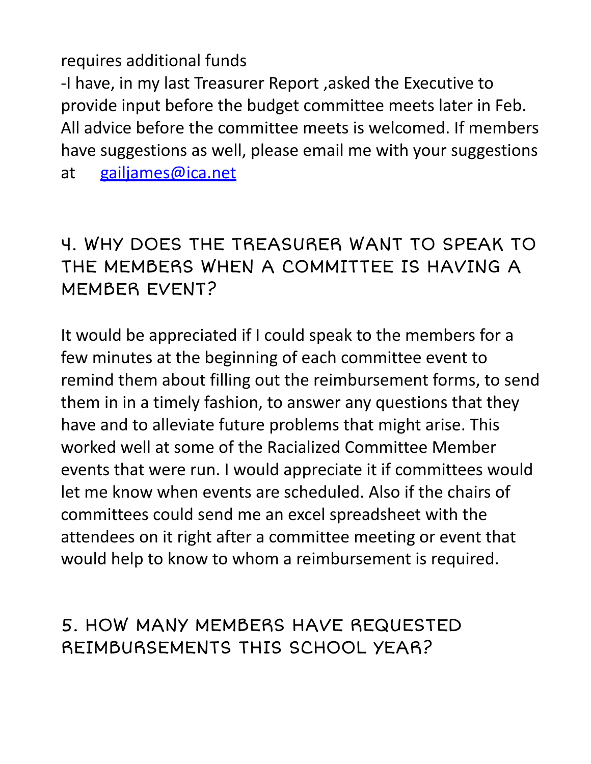requires additional funds

-I have, in my last Treasurer Report ,asked the Executive to provide input before the budget committee meets later in Feb. All advice before the committee meets is welcomed. If members have suggestions as well, please email me with your suggestions at gailjames@ica.net

## 4. WHY DOES THE TREASURER WANT TO SPEAK TO THE MEMBERS WHEN A COMMITTEE IS HAVING A MEMBER EVENT?

It would be appreciated if I could speak to the members for a few minutes at the beginning of each committee event to remind them about filling out the reimbursement forms, to send them in in a timely fashion, to answer any questions that they have and to alleviate future problems that might arise. This worked well at some of the Racialized Committee Member events that were run. I would appreciate it if committees would let me know when events are scheduled. Also if the chairs of committees could send me an excel spreadsheet with the attendees on it right after a committee meeting or event that would help to know to whom a reimbursement is required.

## 5. HOW MANY MEMBERS HAVE REQUESTED REIMBURSEMENTS THIS SCHOOL YEAR?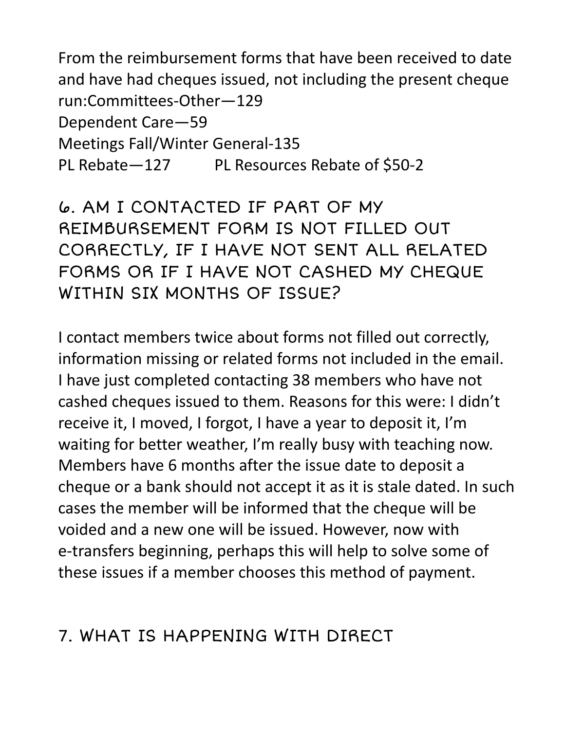From the reimbursement forms that have been received to date and have had cheques issued, not including the present cheque run:Committees-Other—129
Dependent Care—59
Meetings Fall/Winter General-135
PL Rebate—127 PL Resources Rebate of $50-2

## 6. AM I CONTACTED IF PART OF MY REIMBURSEMENT FORM IS NOT FILLED OUT CORRECTLY, IF I HAVE NOT SENT ALL RELATED FORMS OR IF I HAVE NOT CASHED MY CHEQUE WITHIN SIX MONTHS OF ISSUE?

I contact members twice about forms not filled out correctly, information missing or related forms not included in the email. I have just completed contacting 38 members who have not cashed cheques issued to them. Reasons for this were: I didn't receive it, I moved, I forgot, I have a year to deposit it, I'm waiting for better weather, I'm really busy with teaching now. Members have 6 months after the issue date to deposit a cheque or a bank should not accept it as it is stale dated. In such cases the member will be informed that the cheque will be voided and a new one will be issued. However, now with e-transfers beginning, perhaps this will help to solve some of these issues if a member chooses this method of payment.

## 7. WHAT IS HAPPENING WITH DIRECT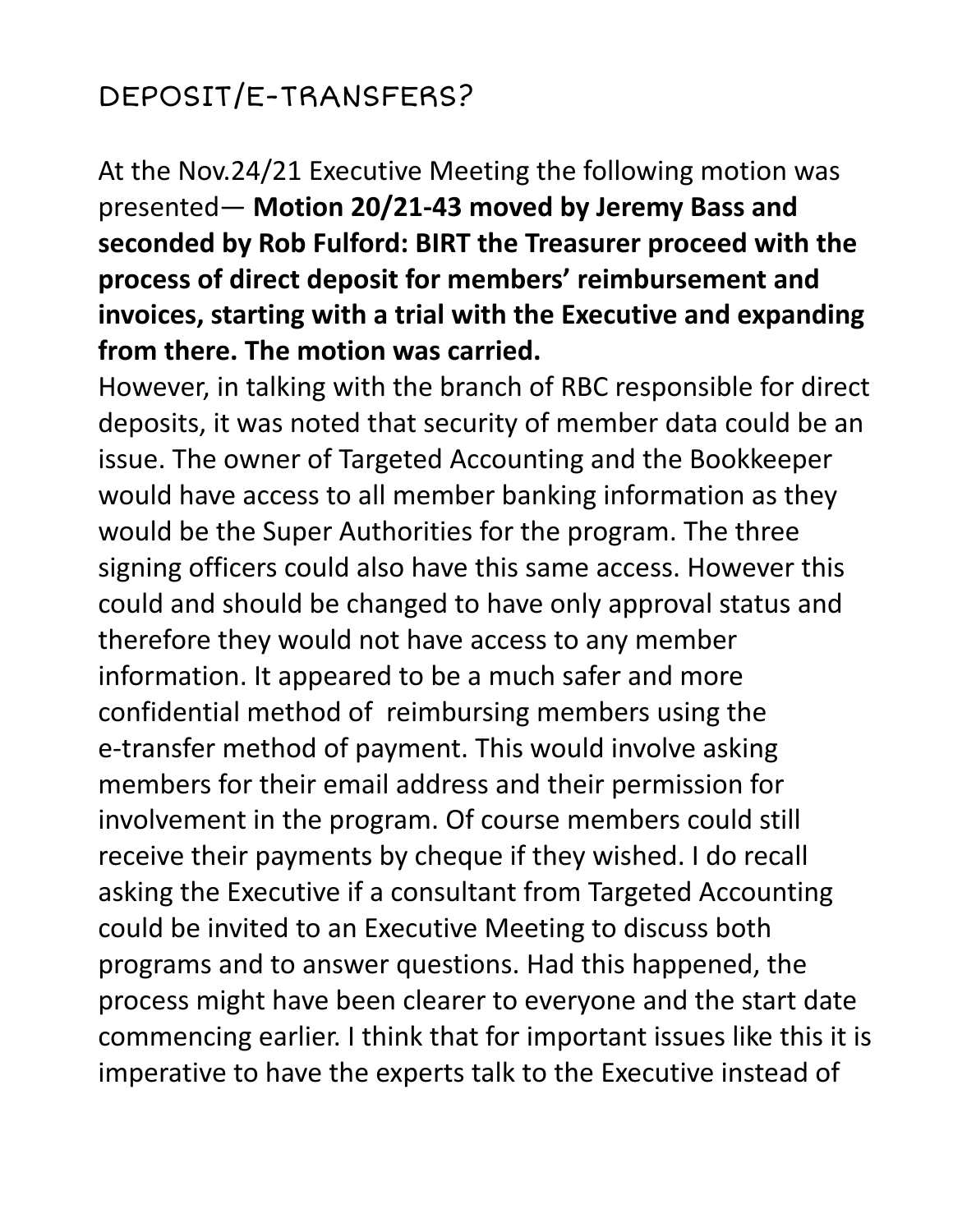## DEPOSIT/E-TRANSFERS?

At the Nov.24/21 Executive Meeting the following motion was presented— **Motion 20/21-43 moved by Jeremy Bass and seconded by Rob Fulford: BIRT the Treasurer proceed with the process of direct deposit for members' reimbursement and invoices, starting with a trial with the Executive and expanding from there. The motion was carried.**

However, in talking with the branch of RBC responsible for direct deposits, it was noted that security of member data could be an issue. The owner of Targeted Accounting and the Bookkeeper would have access to all member banking information as they would be the Super Authorities for the program. The three signing officers could also have this same access. However this could and should be changed to have only approval status and therefore they would not have access to any member information. It appeared to be a much safer and more confidential method of reimbursing members using the e-transfer method of payment. This would involve asking members for their email address and their permission for involvement in the program. Of course members could still receive their payments by cheque if they wished. I do recall asking the Executive if a consultant from Targeted Accounting could be invited to an Executive Meeting to discuss both programs and to answer questions. Had this happened, the process might have been clearer to everyone and the start date commencing earlier. I think that for important issues like this it is imperative to have the experts talk to the Executive instead of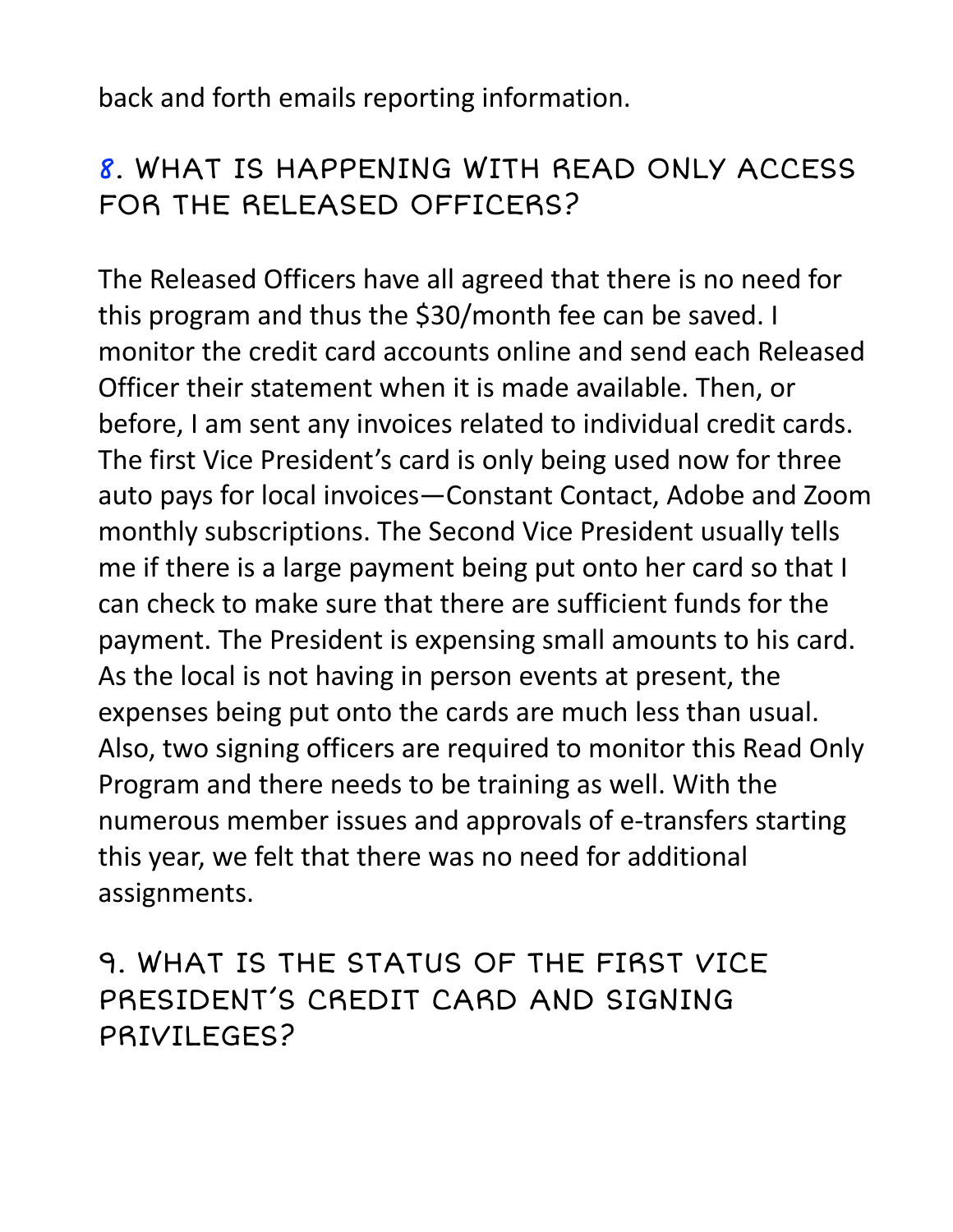back and forth emails reporting information.

## 8. WHAT IS HAPPENING WITH READ ONLY ACCESS FOR THE RELEASED OFFICERS?

The Released Officers have all agreed that there is no need for this program and thus the $30/month fee can be saved. I monitor the credit card accounts online and send each Released Officer their statement when it is made available. Then, or before, I am sent any invoices related to individual credit cards. The first Vice President's card is only being used now for three auto pays for local invoices—Constant Contact, Adobe and Zoom monthly subscriptions. The Second Vice President usually tells me if there is a large payment being put onto her card so that I can check to make sure that there are sufficient funds for the payment. The President is expensing small amounts to his card. As the local is not having in person events at present, the expenses being put onto the cards are much less than usual. Also, two signing officers are required to monitor this Read Only Program and there needs to be training as well. With the numerous member issues and approvals of e-transfers starting this year, we felt that there was no need for additional assignments.

## 9. WHAT IS THE STATUS OF THE FIRST VICE PRESIDENT'S CREDIT CARD AND SIGNING PRIVILEGES?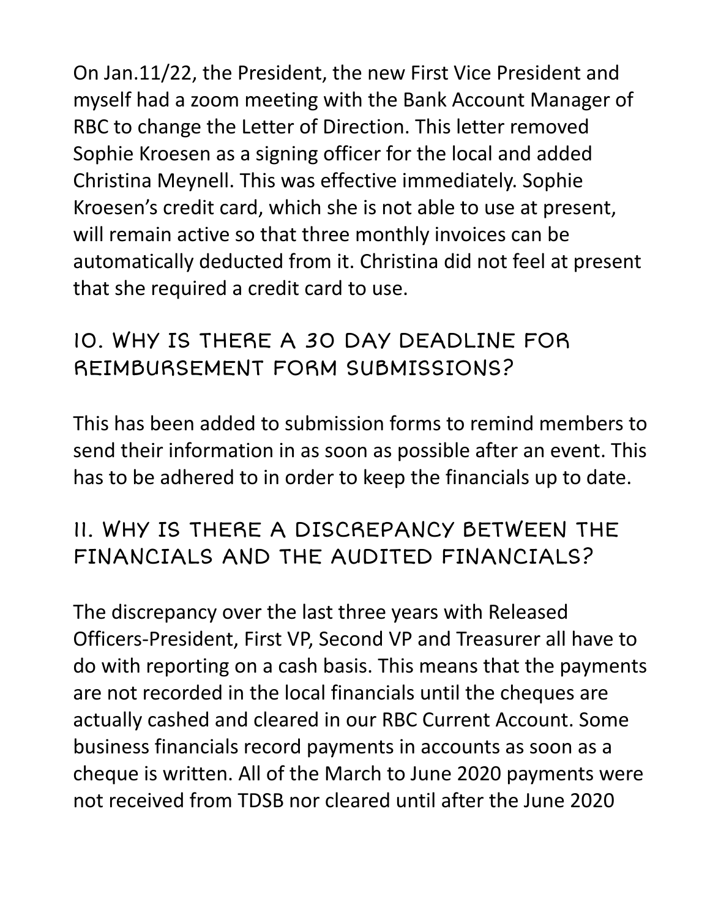On Jan.11/22, the President, the new First Vice President and myself had a zoom meeting with the Bank Account Manager of RBC to change the Letter of Direction. This letter removed Sophie Kroesen as a signing officer for the local and added Christina Meynell. This was effective immediately. Sophie Kroesen's credit card, which she is not able to use at present, will remain active so that three monthly invoices can be automatically deducted from it. Christina did not feel at present that she required a credit card to use.

## 10. WHY IS THERE A 30 DAY DEADLINE FOR REIMBURSEMENT FORM SUBMISSIONS?

This has been added to submission forms to remind members to send their information in as soon as possible after an event. This has to be adhered to in order to keep the financials up to date.

## 11. WHY IS THERE A DISCREPANCY BETWEEN THE FINANCIALS AND THE AUDITED FINANCIALS?

The discrepancy over the last three years with Released Officers-President, First VP, Second VP and Treasurer all have to do with reporting on a cash basis. This means that the payments are not recorded in the local financials until the cheques are actually cashed and cleared in our RBC Current Account. Some business financials record payments in accounts as soon as a cheque is written. All of the March to June 2020 payments were not received from TDSB nor cleared until after the June 2020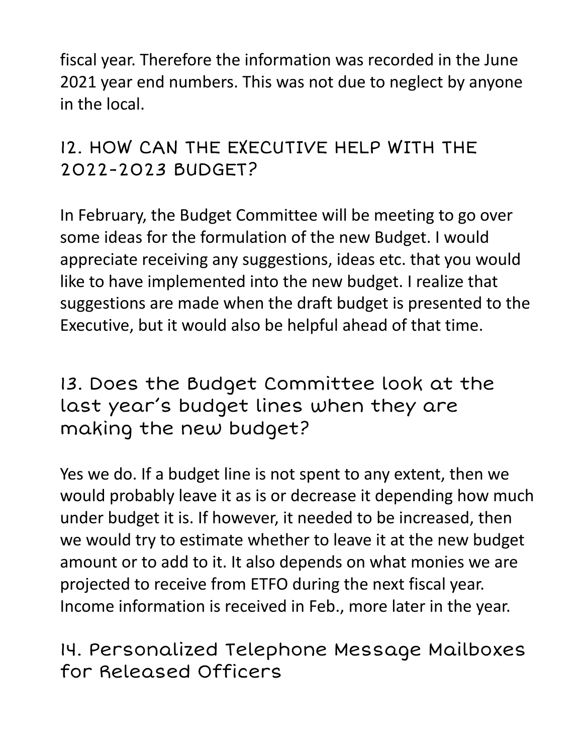fiscal year. Therefore the information was recorded in the June 2021 year end numbers. This was not due to neglect by anyone in the local.

## 12. HOW CAN THE EXECUTIVE HELP WITH THE 2022-2023 BUDGET?

In February, the Budget Committee will be meeting to go over some ideas for the formulation of the new Budget. I would appreciate receiving any suggestions, ideas etc. that you would like to have implemented into the new budget. I realize that suggestions are made when the draft budget is presented to the Executive, but it would also be helpful ahead of that time.

## 13. Does the Budget Committee look at the last year's budget lines when they are making the new budget?

Yes we do. If a budget line is not spent to any extent, then we would probably leave it as is or decrease it depending how much under budget it is. If however, it needed to be increased, then we would try to estimate whether to leave it at the new budget amount or to add to it. It also depends on what monies we are projected to receive from ETFO during the next fiscal year. Income information is received in Feb., more later in the year.

## 14. Personalized Telephone Message Mailboxes for Released Officers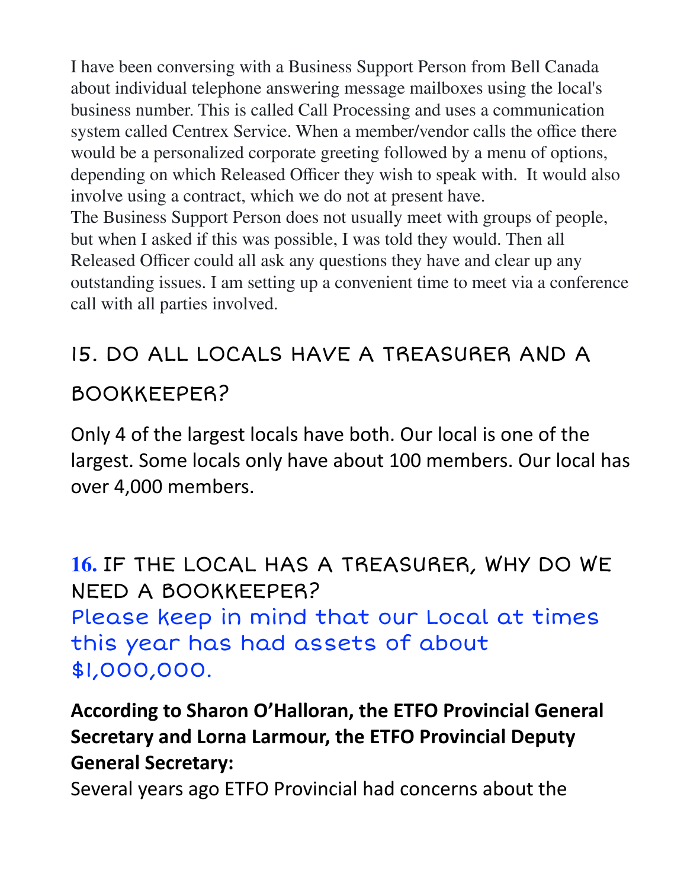I have been conversing with a Business Support Person from Bell Canada about individual telephone answering message mailboxes using the local's business number. This is called Call Processing and uses a communication system called Centrex Service. When a member/vendor calls the office there would be a personalized corporate greeting followed by a menu of options, depending on which Released Officer they wish to speak with. It would also involve using a contract, which we do not at present have.
The Business Support Person does not usually meet with groups of people, but when I asked if this was possible, I was told they would. Then all Released Officer could all ask any questions they have and clear up any outstanding issues. I am setting up a convenient time to meet via a conference call with all parties involved.

## 15. DO ALL LOCALS HAVE A TREASURER AND A BOOKKEEPER?

Only 4 of the largest locals have both. Our local is one of the largest. Some locals only have about 100 members. Our local has over 4,000 members.

## 16. IF THE LOCAL HAS A TREASURER, WHY DO WE NEED A BOOKKEEPER?

Please keep in mind that our Local at times this year has had assets of about $1,000,000.

**According to Sharon O'Halloran, the ETFO Provincial General Secretary and Lorna Larmour, the ETFO Provincial Deputy General Secretary:**

Several years ago ETFO Provincial had concerns about the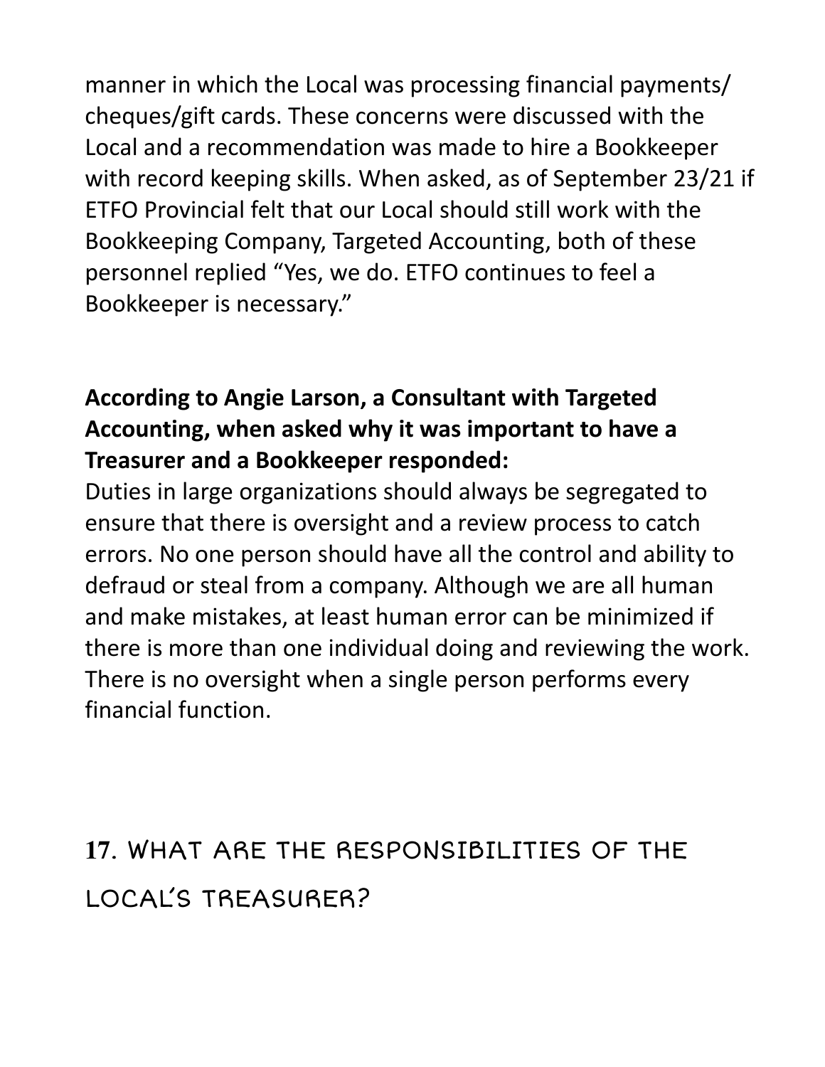manner in which the Local was processing financial payments/ cheques/gift cards. These concerns were discussed with the Local and a recommendation was made to hire a Bookkeeper with record keeping skills. When asked, as of September 23/21 if ETFO Provincial felt that our Local should still work with the Bookkeeping Company, Targeted Accounting, both of these personnel replied "Yes, we do. ETFO continues to feel a Bookkeeper is necessary."

**According to Angie Larson, a Consultant with Targeted Accounting, when asked why it was important to have a Treasurer and a Bookkeeper responded:**
Duties in large organizations should always be segregated to ensure that there is oversight and a review process to catch errors. No one person should have all the control and ability to defraud or steal from a company. Although we are all human and make mistakes, at least human error can be minimized if there is more than one individual doing and reviewing the work. There is no oversight when a single person performs every financial function.

## 17. WHAT ARE THE RESPONSIBILITIES OF THE LOCAL'S TREASURER?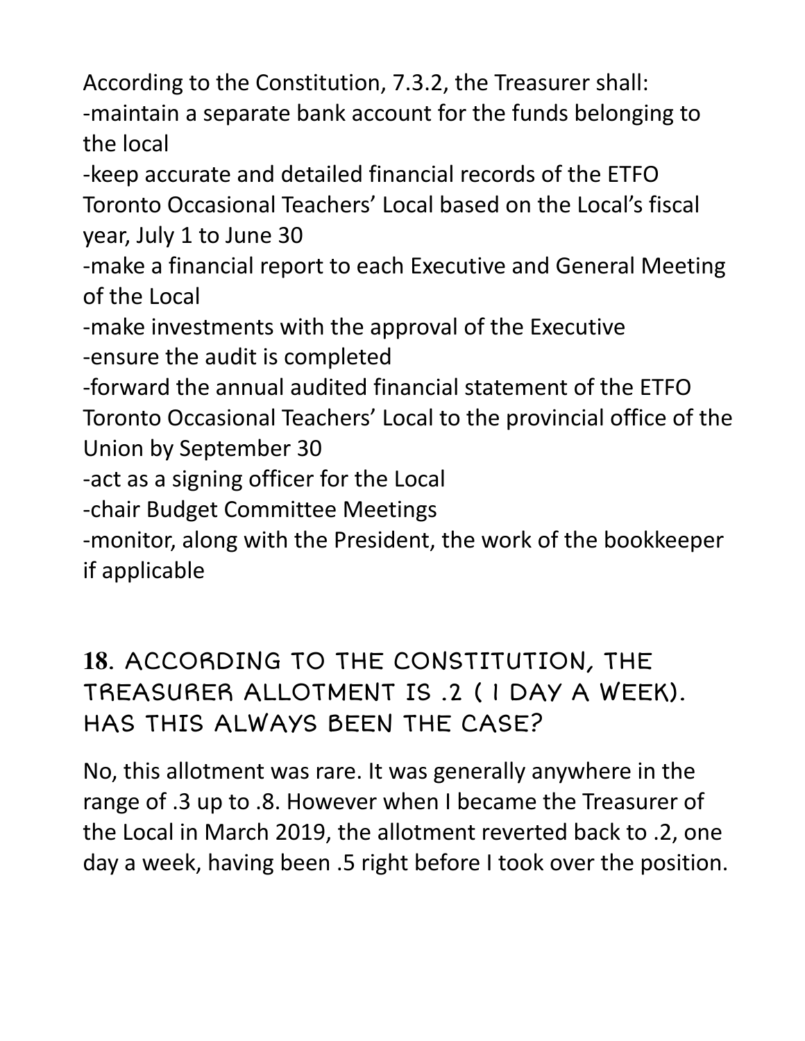According to the Constitution, 7.3.2, the Treasurer shall:

-maintain a separate bank account for the funds belonging to the local

-keep accurate and detailed financial records of the ETFO Toronto Occasional Teachers' Local based on the Local's fiscal year, July 1 to June 30

-make a financial report to each Executive and General Meeting of the Local

-make investments with the approval of the Executive

-ensure the audit is completed

-forward the annual audited financial statement of the ETFO Toronto Occasional Teachers' Local to the provincial office of the Union by September 30

-act as a signing officer for the Local

-chair Budget Committee Meetings

-monitor, along with the President, the work of the bookkeeper if applicable

## 18. According to the Constitution, the Treasurer allotment is .2 ( 1 day a week). Has this always been the case?

No, this allotment was rare. It was generally anywhere in the range of .3 up to .8. However when I became the Treasurer of the Local in March 2019, the allotment reverted back to .2, one day a week, having been .5 right before I took over the position.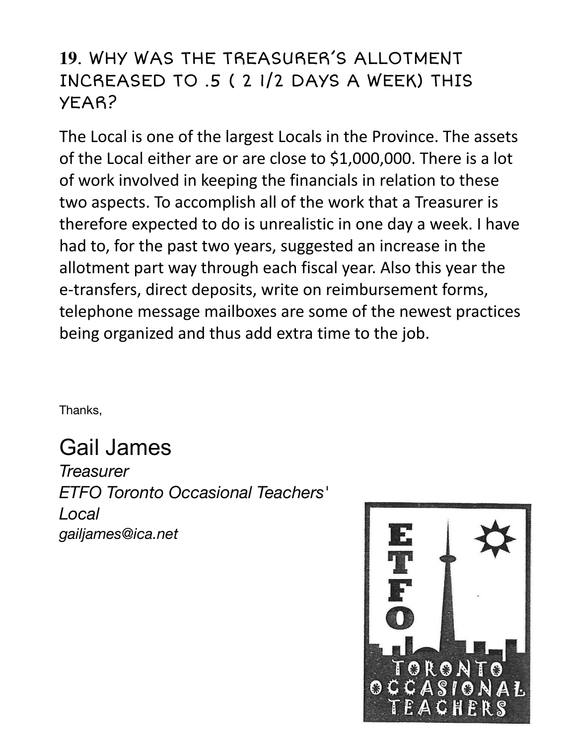### 19. WHY WAS THE TREASURER'S ALLOTMENT INCREASED TO .5 ( 2 1/2 DAYS A WEEK) THIS YEAR?

The Local is one of the largest Locals in the Province. The assets of the Local either are or are close to $1,000,000. There is a lot of work involved in keeping the financials in relation to these two aspects. To accomplish all of the work that a Treasurer is therefore expected to do is unrealistic in one day a week. I have had to, for the past two years, suggested an increase in the allotment part way through each fiscal year. Also this year the e-transfers, direct deposits, write on reimbursement forms, telephone message mailboxes are some of the newest practices being organized and thus add extra time to the job.

Thanks,

Gail James
*Treasurer*
*ETFO Toronto Occasional Teachers' Local*
*gailjames@ica.net*

ETFO
TORONTO OCCASIONAL TEACHERS